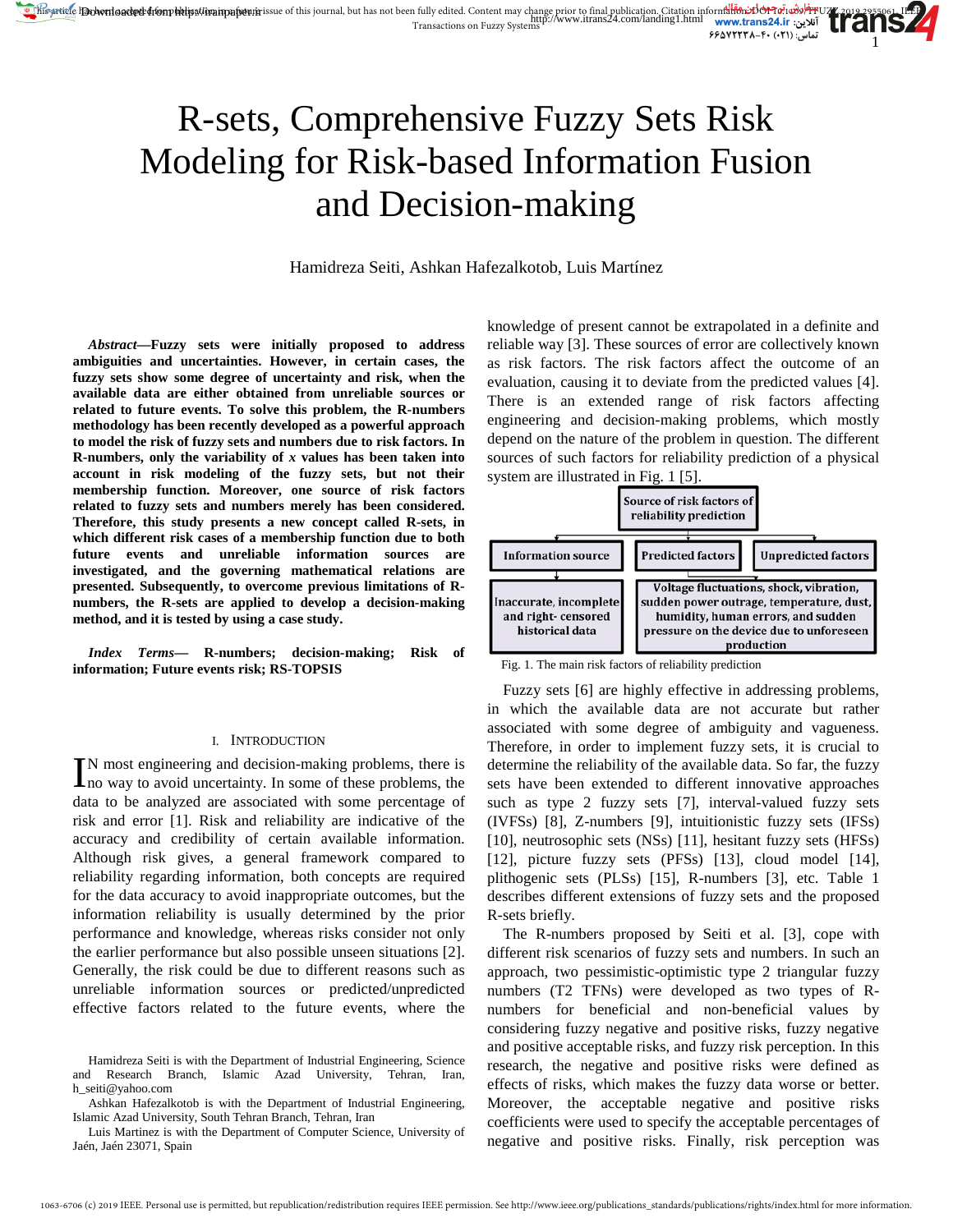# R-sets, Comprehensive Fuzzy Sets Risk Modeling for Risk-based Information Fusion and Decision-making

Hamidreza Seiti, Ashkan Hafezalkotob, Luis Martínez

***Abstract*—Fuzzy sets were initially proposed to address ambiguities and uncertainties. However, in certain cases, the fuzzy sets show some degree of uncertainty and risk, when the available data are either obtained from unreliable sources or related to future events. To solve this problem, the R-numbers methodology has been recently developed as a powerful approach to model the risk of fuzzy sets and numbers due to risk factors. In R-numbers, only the variability of *x* values has been taken into account in risk modeling of the fuzzy sets, but not their membership function. Moreover, one source of risk factors related to fuzzy sets and numbers merely has been considered. Therefore, this study presents a new concept called R-sets, in which different risk cases of a membership function due to both future events and unreliable information sources are investigated, and the governing mathematical relations are presented. Subsequently, to overcome previous limitations of R-numbers, the R-sets are applied to develop a decision-making method, and it is tested by using a case study.**

***Index Terms*— R-numbers; decision-making; Risk of information; Future events risk; RS-TOPSIS**

## I. Introduction

In most engineering and decision-making problems, there is no way to avoid uncertainty. In some of these problems, the data to be analyzed are associated with some percentage of risk and error [1]. Risk and reliability are indicative of the accuracy and credibility of certain available information. Although risk gives, a general framework compared to reliability regarding information, both concepts are required for the data accuracy to avoid inappropriate outcomes, but the information reliability is usually determined by the prior performance and knowledge, whereas risks consider not only the earlier performance but also possible unseen situations [2]. Generally, the risk could be due to different reasons such as unreliable information sources or predicted/unpredicted effective factors related to the future events, where the knowledge of present cannot be extrapolated in a definite and reliable way [3]. These sources of error are collectively known as risk factors. The risk factors affect the outcome of an evaluation, causing it to deviate from the predicted values [4]. There is an extended range of risk factors affecting engineering and decision-making problems, which mostly depend on the nature of the problem in question. The different sources of such factors for reliability prediction of a physical system are illustrated in Fig. 1 [5].

- Source of risk factors of reliability prediction
  - Information source
    - Inaccurate, incomplete and right- censored historical data
  - Predicted factors
  - Unpredicted factors
    - (Predicted and Unpredicted factors): Voltage fluctuations, shock, vibration, sudden power outrage, temperature, dust, humidity, human errors, and sudden pressure on the device due to unforeseen production

Fig. 1. The main risk factors of reliability prediction

Fuzzy sets [6] are highly effective in addressing problems, in which the available data are not accurate but rather associated with some degree of ambiguity and vagueness. Therefore, in order to implement fuzzy sets, it is crucial to determine the reliability of the available data. So far, the fuzzy sets have been extended to different innovative approaches such as type 2 fuzzy sets [7], interval-valued fuzzy sets (IVFSs) [8], Z-numbers [9], intuitionistic fuzzy sets (IFSs) [10], neutrosophic sets (NSs) [11], hesitant fuzzy sets (HFSs) [12], picture fuzzy sets (PFSs) [13], cloud model [14], plithogenic sets (PLSs) [15], R-numbers [3], etc. Table 1 describes different extensions of fuzzy sets and the proposed R-sets briefly.

The R-numbers proposed by Seiti et al. [3], cope with different risk scenarios of fuzzy sets and numbers. In such an approach, two pessimistic-optimistic type 2 triangular fuzzy numbers (T2 TFNs) were developed as two types of R-numbers for beneficial and non-beneficial values by considering fuzzy negative and positive risks, fuzzy negative and positive acceptable risks, and fuzzy risk perception. In this research, the negative and positive risks were defined as effects of risks, which makes the fuzzy data worse or better. Moreover, the acceptable negative and positive risks coefficients were used to specify the acceptable percentages of negative and positive risks. Finally, risk perception was

Hamidreza Seiti is with the Department of Industrial Engineering, Science and Research Branch, Islamic Azad University, Tehran, Iran, h_seiti@yahoo.com

Ashkan Hafezalkotob is with the Department of Industrial Engineering, Islamic Azad University, South Tehran Branch, Tehran, Iran

Luis Martinez is with the Department of Computer Science, University of Jaén, Jaén 23071, Spain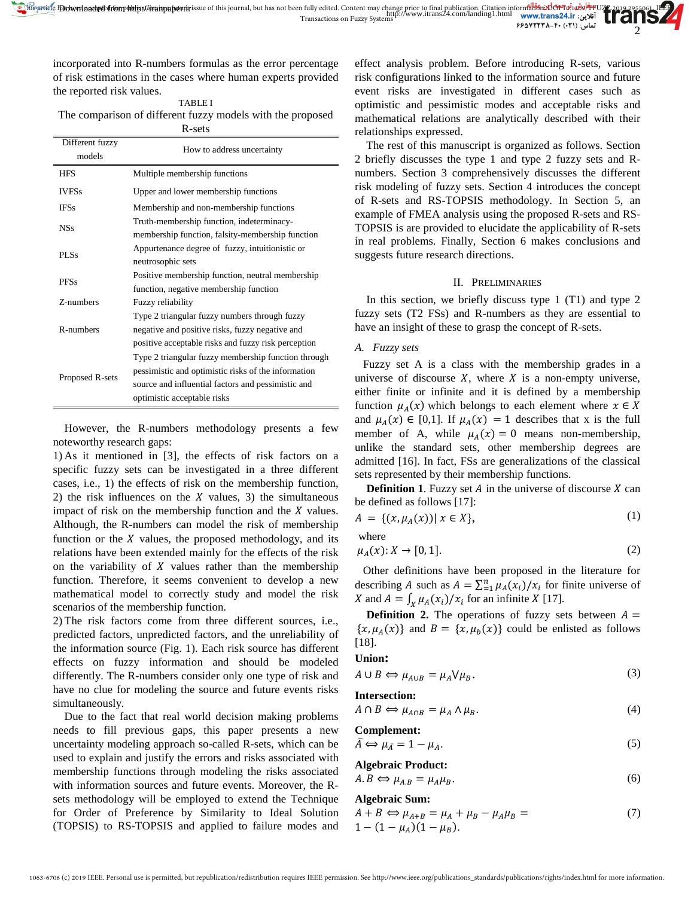incorporated into R-numbers formulas as the error percentage of risk estimations in the cases where human experts provided the reported risk values.

TABLE I
The comparison of different fuzzy models with the proposed R-sets

| Different fuzzy models | How to address uncertainty |
|---|---|
| HFS | Multiple membership functions |
| IVFSs | Upper and lower membership functions |
| IFSs | Membership and non-membership functions |
| NSs | Truth-membership function, indeterminacy-membership function, falsity-membership function |
| PLSs | Appurtenance degree of fuzzy, intuitionistic or neutrosophic sets |
| PFSs | Positive membership function, neutral membership function, negative membership function |
| Z-numbers | Fuzzy reliability |
| R-numbers | Type 2 triangular fuzzy numbers through fuzzy negative and positive risks, fuzzy negative and positive acceptable risks and fuzzy risk perception |
| Proposed R-sets | Type 2 triangular fuzzy membership function through pessimistic and optimistic risks of the information source and influential factors and pessimistic and optimistic acceptable risks |

However, the R-numbers methodology presents a few noteworthy research gaps:

1) As it mentioned in [3], the effects of risk factors on a specific fuzzy sets can be investigated in a three different cases, i.e., 1) the effects of risk on the membership function, 2) the risk influences on the $X$ values, 3) the simultaneous impact of risk on the membership function and the $X$ values. Although, the R-numbers can model the risk of membership function or the $X$ values, the proposed methodology, and its relations have been extended mainly for the effects of the risk on the variability of $X$ values rather than the membership function. Therefore, it seems convenient to develop a new mathematical model to correctly study and model the risk scenarios of the membership function.

2) The risk factors come from three different sources, i.e., predicted factors, unpredicted factors, and the unreliability of the information source (Fig. 1). Each risk source has different effects on fuzzy information and should be modeled differently. The R-numbers consider only one type of risk and have no clue for modeling the source and future events risks simultaneously.

Due to the fact that real world decision making problems needs to fill previous gaps, this paper presents a new uncertainty modeling approach so-called R-sets, which can be used to explain and justify the errors and risks associated with membership functions through modeling the risks associated with information sources and future events. Moreover, the R-sets methodology will be employed to extend the Technique for Order of Preference by Similarity to Ideal Solution (TOPSIS) to RS-TOPSIS and applied to failure modes and effect analysis problem. Before introducing R-sets, various risk configurations linked to the information source and future event risks are investigated in different cases such as optimistic and pessimistic modes and acceptable risks and mathematical relations are analytically described with their relationships expressed.

The rest of this manuscript is organized as follows. Section 2 briefly discusses the type 1 and type 2 fuzzy sets and R-numbers. Section 3 comprehensively discusses the different risk modeling of fuzzy sets. Section 4 introduces the concept of R-sets and RS-TOPSIS methodology. In Section 5, an example of FMEA analysis using the proposed R-sets and RS-TOPSIS is are provided to elucidate the applicability of R-sets in real problems. Finally, Section 6 makes conclusions and suggests future research directions.

## II. Preliminaries

In this section, we briefly discuss type 1 (T1) and type 2 fuzzy sets (T2 FSs) and R-numbers as they are essential to have an insight of these to grasp the concept of R-sets.

### A. *Fuzzy sets*

Fuzzy set A is a class with the membership grades in a universe of discourse $X$, where $X$ is a non-empty universe, either finite or infinite and it is defined by a membership function $\mu_A(x)$ which belongs to each element where $x \in X$ and $\mu_A(x) \in [0,1]$. If $\mu_A(x) = 1$ describes that x is the full member of A, while $\mu_A(x) = 0$ means non-membership, unlike the standard sets, other membership degrees are admitted [16]. In fact, FSs are generalizations of the classical sets represented by their membership functions.

**Definition 1**. Fuzzy set $A$ in the universe of discourse $X$ can be defined as follows [17]:

$$A = \{(x, \mu_A(x)) | \, x \in X\}, \tag{1}$$

where

$$\mu_A(x): X \to [0, 1]. \tag{2}$$

Other definitions have been proposed in the literature for describing $A$ such as $A = \sum_{=1}^{n} \mu_A(x_i)/x_i$ for finite universe of $X$ and $A = \int_X \mu_A(x_i)/x_i$ for an infinite $X$ [17].

**Definition 2.** The operations of fuzzy sets between $A = \{x, \mu_A(x)\}$ and $B = \{x, \mu_b(x)\}$ could be enlisted as follows [18].

**Union:**

$$A \cup B \Leftrightarrow \mu_{A\cup B} = \mu_A \vee \mu_B. \tag{3}$$

**Intersection:**

$$A \cap B \Leftrightarrow \mu_{A\cap B} = \mu_A \wedge \mu_B. \tag{4}$$

**Complement:**

$$\bar{A} \Leftrightarrow \mu_{\bar{A}} = 1 - \mu_A. \tag{5}$$

**Algebraic Product:**

$$A.B \Leftrightarrow \mu_{A.B} = \mu_A \mu_B. \tag{6}$$

**Algebraic Sum:**

$$A + B \Leftrightarrow \mu_{A+B} = \mu_A + \mu_B - \mu_A \mu_B = 1 - (1 - \mu_A)(1 - \mu_B). \tag{7}$$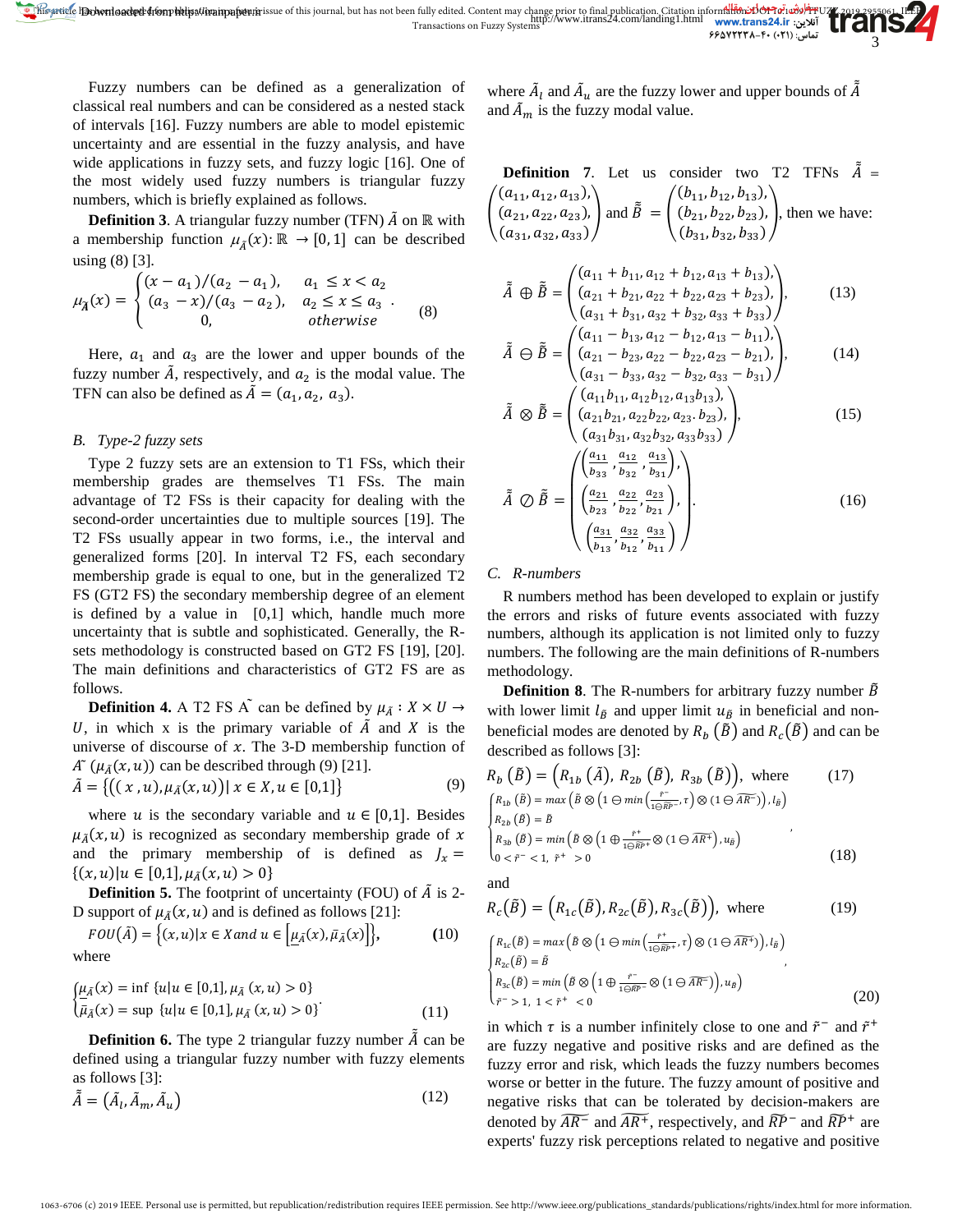Fuzzy numbers can be defined as a generalization of classical real numbers and can be considered as a nested stack of intervals [16]. Fuzzy numbers are able to model epistemic uncertainty and are essential in the fuzzy analysis, and have wide applications in fuzzy sets, and fuzzy logic [16]. One of the most widely used fuzzy numbers is triangular fuzzy numbers, which is briefly explained as follows.

**Definition 3**. A triangular fuzzy number (TFN) $\tilde{A}$ on $\mathbb{R}$ with a membership function $\mu_{\tilde{A}}(x): \mathbb{R} \to [0,1]$ can be described using (8) [3].

$$\mu_{\tilde{A}}(x) = \begin{cases} (x - a_1)/(a_2 - a_1), & a_1 \le x < a_2 \\ (a_3 - x)/(a_3 - a_2), & a_2 \le x \le a_3 \\ 0, & otherwise \end{cases} . \tag{8}$$

Here, $a_1$ and $a_3$ are the lower and upper bounds of the fuzzy number $\tilde{A}$, respectively, and $a_2$ is the modal value. The TFN can also be defined as $\tilde{A} = (a_1, a_2, a_3)$.

### B. Type-2 fuzzy sets

Type 2 fuzzy sets are an extension to T1 FSs, which their membership grades are themselves T1 FSs. The main advantage of T2 FSs is their capacity for dealing with the second-order uncertainties due to multiple sources [19]. The T2 FSs usually appear in two forms, i.e., the interval and generalized forms [20]. In interval T2 FS, each secondary membership grade is equal to one, but in the generalized T2 FS (GT2 FS) the secondary membership degree of an element is defined by a value in [0,1] which, handle much more uncertainty that is subtle and sophisticated. Generally, the R-sets methodology is constructed based on GT2 FS [19], [20]. The main definitions and characteristics of GT2 FS are as follows.

**Definition 4.** A T2 FS $\tilde{A}$ can be defined by $\mu_{\tilde{A}} : X \times U \to U$, in which x is the primary variable of $\tilde{A}$ and $X$ is the universe of discourse of $x$. The 3-D membership function of $\tilde{A}$ ($\mu_{\tilde{A}}(x,u)$) can be described through (9) [21].

$$\tilde{A} = \{((x, u), \mu_{\tilde{A}}(x,u)) | x \in X, u \in [0,1]\} \tag{9}$$

where $u$ is the secondary variable and $u \in [0,1]$. Besides $\mu_{\tilde{A}}(x,u)$ is recognized as secondary membership grade of $x$ and the primary membership of is defined as $J_x = \{(x,u)| u \in [0,1], \mu_{\tilde{A}}(x,u) > 0\}$

**Definition 5.** The footprint of uncertainty (FOU) of $\tilde{A}$ is 2-D support of $\mu_{\tilde{A}}(x,u)$ and is defined as follows [21]:

$$FOU(\tilde{A}) = \{(x,u)| x \in X and\ u \in [\underline{\mu}_{\tilde{A}}(x), \bar{\mu}_{\tilde{A}}(x)]\}, \tag{10}$$

where

$$\begin{cases} \underline{\mu}_{\tilde{A}}(x) = \inf \{u | u \in [0,1], \mu_{\tilde{A}}(x,u) > 0\} \\ \bar{\mu}_{\tilde{A}}(x) = \sup \{u | u \in [0,1], \mu_{\tilde{A}}(x,u) > 0\} \end{cases} . \tag{11}$$

**Definition 6.** The type 2 triangular fuzzy number $\tilde{\tilde{A}}$ can be defined using a triangular fuzzy number with fuzzy elements as follows [3]:

$$\tilde{\tilde{A}} = (\tilde{A}_l, \tilde{A}_m, \tilde{A}_u) \tag{12}$$

where $\tilde{A}_l$ and $\tilde{A}_u$ are the fuzzy lower and upper bounds of $\tilde{\tilde{A}}$ and $\tilde{A}_m$ is the fuzzy modal value.

**Definition 7**. Let us consider two T2 TFNs $\tilde{\tilde{A}} = \begin{pmatrix} (a_{11}, a_{12}, a_{13}), \\ (a_{21}, a_{22}, a_{23}), \\ (a_{31}, a_{32}, a_{33}) \end{pmatrix}$ and $\tilde{\tilde{B}} = \begin{pmatrix} (b_{11}, b_{12}, b_{13}), \\ (b_{21}, b_{22}, b_{23}), \\ (b_{31}, b_{32}, b_{33}) \end{pmatrix}$, then we have:

$$\tilde{\tilde{A}} \oplus \tilde{\tilde{B}} = \begin{pmatrix} (a_{11} + b_{11}, a_{12} + b_{12}, a_{13} + b_{13}), \\ (a_{21} + b_{21}, a_{22} + b_{22}, a_{23} + b_{23}), \\ (a_{31} + b_{31}, a_{32} + b_{32}, a_{33} + b_{33}) \end{pmatrix}, \tag{13}$$

$$\tilde{\tilde{A}} \ominus \tilde{\tilde{B}} = \begin{pmatrix} (a_{11} - b_{13}, a_{12} - b_{12}, a_{13} - b_{11}), \\ (a_{21} - b_{23}, a_{22} - b_{22}, a_{23} - b_{21}), \\ (a_{31} - b_{33}, a_{32} - b_{32}, a_{33} - b_{31}) \end{pmatrix}, \tag{14}$$

$$\tilde{\tilde{A}} \otimes \tilde{\tilde{B}} = \begin{pmatrix} (a_{11}b_{11}, a_{12}b_{12}, a_{13}b_{13}), \\ (a_{21}b_{21}, a_{22}b_{22}, a_{23}.b_{23}), \\ (a_{31}b_{31}, a_{32}b_{32}, a_{33}b_{33}) \end{pmatrix}, \tag{15}$$

$$\tilde{\tilde{A}} \oslash \tilde{\tilde{B}} = \begin{pmatrix} \left(\frac{a_{11}}{b_{33}}, \frac{a_{12}}{b_{32}}, \frac{a_{13}}{b_{31}}\right), \\ \left(\frac{a_{21}}{b_{23}}, \frac{a_{22}}{b_{22}}, \frac{a_{23}}{b_{21}}\right), \\ \left(\frac{a_{31}}{b_{13}}, \frac{a_{32}}{b_{12}}, \frac{a_{33}}{b_{11}}\right) \end{pmatrix}. \tag{16}$$

### C. R-numbers

R numbers method has been developed to explain or justify the errors and risks of future events associated with fuzzy numbers, although its application is not limited only to fuzzy numbers. The following are the main definitions of R-numbers methodology.

**Definition 8**. The R-numbers for arbitrary fuzzy number $\tilde{B}$ with lower limit $l_{\tilde{B}}$ and upper limit $u_{\tilde{B}}$ in beneficial and non-beneficial modes are denoted by $R_b(\tilde{B})$ and $R_c(\tilde{B})$ and can be described as follows [3]:

$$R_b(\tilde{B}) = \left(R_{1b}(\tilde{A}), R_{2b}(\tilde{B}), R_{3b}(\tilde{B})\right), \text{ where} \tag{17}$$

$$\begin{cases} R_{1b}(\tilde{B}) = max\left(\tilde{B} \otimes \left(1 \ominus min\left(\frac{\tilde{r}^-}{1 \ominus \widetilde{RP}^-}, \tau\right) \otimes (1 \ominus \widetilde{AR}^-)\right), l_{\tilde{B}}\right) \\ R_{2b}(\tilde{B}) = \tilde{B} \\ R_{3b}(\tilde{B}) = min\left(\tilde{B} \otimes \left(1 \oplus \frac{\tilde{r}^+}{1 \ominus \widetilde{RP}^+} \otimes (1 \ominus \widetilde{AR}^+\right), u_{\tilde{B}}\right) \\ 0 < \tilde{r}^- < 1,\ \tilde{r}^+ > 0 \end{cases} , \tag{18}$$

and

$$R_c(\tilde{B}) = \left(R_{1c}(\tilde{B}), R_{2c}(\tilde{B}), R_{3c}(\tilde{B})\right), \text{ where} \tag{19}$$

$$\begin{cases} R_{1c}(\tilde{B}) = max\left(\tilde{B} \otimes \left(1 \ominus min\left(\frac{\tilde{r}^+}{1 \ominus \widetilde{RP}^+}, \tau\right) \otimes (1 \ominus \widetilde{AR}^+)\right), l_{\tilde{B}}\right) \\ R_{2c}(\tilde{B}) = \tilde{B} \\ R_{3c}(\tilde{B}) = min\left(\tilde{B} \otimes \left(1 \oplus \frac{\tilde{r}^-}{1 \ominus \widetilde{RP}^-} \otimes (1 \ominus \widetilde{AR}^-)\right), u_{\tilde{B}}\right) \\ \tilde{r}^- > 1,\ 1 < \tilde{r}^+ < 0 \end{cases} , \tag{20}$$

in which $\tau$ is a number infinitely close to one and $\tilde{r}^-$ and $\tilde{r}^+$ are fuzzy negative and positive risks and are defined as the fuzzy error and risk, which leads the fuzzy numbers becomes worse or better in the future. The fuzzy amount of positive and negative risks that can be tolerated by decision-makers are denoted by $\widetilde{AR}^-$ and $\widetilde{AR}^+$, respectively, and $\widetilde{RP}^-$ and $\widetilde{RP}^+$ are experts' fuzzy risk perceptions related to negative and positive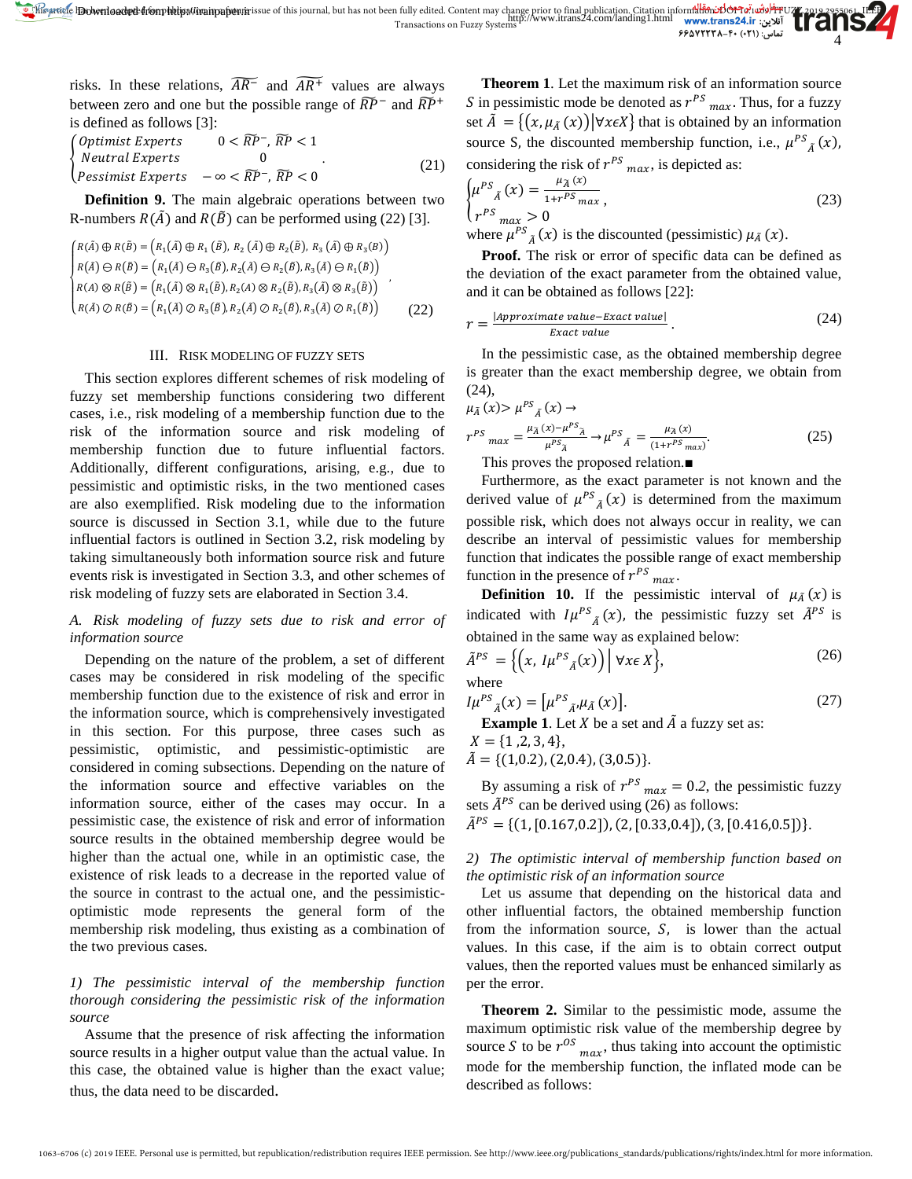risks. In these relations, $\widetilde{AR^-}$ and $\widetilde{AR^+}$ values are always between zero and one but the possible range of $\widetilde{RP}^-$ and $\widetilde{RP}^+$ is defined as follows [3]:

$$\begin{cases} Optimist\ Experts & 0 < \widetilde{RP}^-, \widetilde{RP} < 1 \\ Neutral\ Experts & 0 \\ Pessimist\ Experts & -\infty < \widetilde{RP}^-, \widetilde{RP} < 0 \end{cases}. \tag{21}$$

**Definition 9.** The main algebraic operations between two R-numbers $R(\tilde{A})$ and $R(\tilde{B})$ can be performed using (22) [3].

$$\begin{cases} R(\tilde{A}) \oplus R(\tilde{B}) = \left(R_1(\tilde{A}) \oplus R_1(\tilde{B}),\ R_2(\tilde{A}) \oplus R_2(\tilde{B}),\ R_3(\tilde{A}) \oplus R_3(B)\right) \\ R(\tilde{A}) \ominus R(\tilde{B}) = \left(R_1(\tilde{A}) \ominus R_3(\tilde{B}), R_2(\tilde{A}) \ominus R_2(\tilde{B}), R_3(\tilde{A}) \ominus R_1(\tilde{B})\right) \\ R(A) \otimes R(\tilde{B}) = \left(R_1(\tilde{A}) \otimes R_1(\tilde{B}), R_2(A) \otimes R_2(\tilde{B}), R_3(\tilde{A}) \otimes R_3(\tilde{B})\right) \\ R(\tilde{A}) \oslash R(\tilde{B}) = \left(R_1(\tilde{A}) \oslash R_3(\tilde{B}), R_2(\tilde{A}) \oslash R_2(\tilde{B}), R_3(\tilde{A}) \oslash R_1(\tilde{B})\right) \end{cases}, \tag{22}$$

## III. Risk Modeling of Fuzzy Sets

This section explores different schemes of risk modeling of fuzzy set membership functions considering two different cases, i.e., risk modeling of a membership function due to the risk of the information source and risk modeling of membership function due to future influential factors. Additionally, different configurations, arising, e.g., due to pessimistic and optimistic risks, in the two mentioned cases are also exemplified. Risk modeling due to the information source is discussed in Section 3.1, while due to the future influential factors is outlined in Section 3.2, risk modeling by taking simultaneously both information source risk and future events is investigated in Section 3.3, and other schemes of risk modeling of fuzzy sets are elaborated in Section 3.4.

### *A. Risk modeling of fuzzy sets due to risk and error of information source*

Depending on the nature of the problem, a set of different cases may be considered in risk modeling of the specific membership function due to the existence of risk and error in the information source, which is comprehensively investigated in this section. For this purpose, three cases such as pessimistic, optimistic, and pessimistic-optimistic are considered in coming subsections. Depending on the nature of the information source and effective variables on the information source, either of the cases may occur. In a pessimistic case, the existence of risk and error of information source results in the obtained membership degree would be higher than the actual one, while in an optimistic case, the existence of risk leads to a decrease in the reported value of the source in contrast to the actual one, and the pessimistic-optimistic mode represents the general form of the membership risk modeling, thus existing as a combination of the two previous cases.

#### *1) The pessimistic interval of the membership function thorough considering the pessimistic risk of the information source*

Assume that the presence of risk affecting the information source results in a higher output value than the actual value. In this case, the obtained value is higher than the exact value; thus, the data need to be discarded.

**Theorem 1**. Let the maximum risk of an information source $S$ in pessimistic mode be denoted as $r^{PS}{}_{max}$. Thus, for a fuzzy set $\tilde{A} = \{(x, \mu_{\tilde{A}}(x)) | \forall x \epsilon X\}$ that is obtained by an information source S, the discounted membership function, i.e., $\mu^{PS}{}_{\tilde{A}}(x)$, considering the risk of $r^{PS}{}_{max}$, is depicted as:

$$\begin{cases} \mu^{PS}{}_{\tilde{A}}(x) = \frac{\mu_{\tilde{A}}(x)}{1+r^{PS}{}_{max}}, \\ r^{PS}{}_{max} > 0 \end{cases} \tag{23}$$

where $\mu^{PS}{}_{\tilde{A}}(x)$ is the discounted (pessimistic) $\mu_{\tilde{A}}(x)$.

**Proof.** The risk or error of specific data can be defined as the deviation of the exact parameter from the obtained value, and it can be obtained as follows [22]:

$$r = \frac{|Approximate\ value - Exact\ value|}{Exact\ value}. \tag{24}$$

In the pessimistic case, as the obtained membership degree is greater than the exact membership degree, we obtain from (24),

$$\mu_{\tilde{A}}(x) > \mu^{PS}{}_{\tilde{A}}(x) \rightarrow$$

$$r^{PS}{}_{max} = \frac{\mu_{\tilde{A}}(x) - \mu^{PS}{}_{\tilde{A}}}{\mu^{PS}{}_{\tilde{A}}} \rightarrow \mu^{PS}{}_{\tilde{A}} = \frac{\mu_{\tilde{A}}(x)}{(1+r^{PS}{}_{max})}. \tag{25}$$

This proves the proposed relation.■

Furthermore, as the exact parameter is not known and the derived value of $\mu^{PS}{}_{\tilde{A}}(x)$ is determined from the maximum possible risk, which does not always occur in reality, we can describe an interval of pessimistic values for membership function that indicates the possible range of exact membership function in the presence of $r^{PS}{}_{max}$.

**Definition 10.** If the pessimistic interval of $\mu_{\tilde{A}}(x)$ is indicated with $I\mu^{PS}{}_{\tilde{A}}(x)$, the pessimistic fuzzy set $\tilde{A}^{PS}$ is obtained in the same way as explained below:

$$\tilde{A}^{PS} = \left\{\left(x,\ I\mu^{PS}{}_{\tilde{A}}(x)\right) \middle|\ \forall x \epsilon\ X\right\}, \tag{26}$$

where

$$I\mu^{PS}{}_{\tilde{A}}(x) = [\mu^{PS}{}_{\tilde{A}}, \mu_{\tilde{A}}(x)]. \tag{27}$$

**Example 1**. Let $X$ be a set and $\tilde{A}$ a fuzzy set as:

$X = \{1, 2, 3, 4\}$,

$\tilde{A} = \{(1, 0.2), (2, 0.4), (3, 0.5)\}$.

By assuming a risk of $r^{PS}{}_{max} = 0.2$, the pessimistic fuzzy sets $\tilde{A}^{PS}$ can be derived using (26) as follows:

$\tilde{A}^{PS} = \{(1, [0.167, 0.2]), (2, [0.33, 0.4]), (3, [0.416, 0.5])\}$.

#### *2) The optimistic interval of membership function based on the optimistic risk of an information source*

Let us assume that depending on the historical data and other influential factors, the obtained membership function from the information source, $S$, is lower than the actual values. In this case, if the aim is to obtain correct output values, then the reported values must be enhanced similarly as per the error.

**Theorem 2.** Similar to the pessimistic mode, assume the maximum optimistic risk value of the membership degree by source $S$ to be $r^{OS}{}_{max}$, thus taking into account the optimistic mode for the membership function, the inflated mode can be described as follows: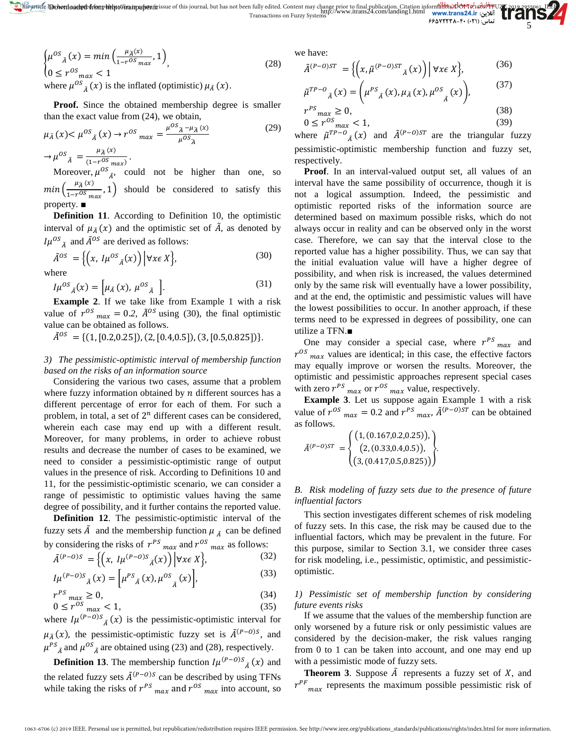$$\begin{cases} \mu^{OS}{}_{\tilde{A}}(x) = min\left(\frac{\mu_{\tilde{A}}(x)}{1-r^{OS}{}_{max}}, 1\right) \\ 0 \le r^{OS}{}_{max} < 1 \end{cases}, \tag{28}$$

where $\mu^{OS}{}_{\tilde{A}}(x)$ is the inflated (optimistic) $\mu_{\tilde{A}}(x)$.

**Proof.** Since the obtained membership degree is smaller than the exact value from (24), we obtain,

$$\mu_{\tilde{A}}(x) < \mu^{OS}{}_{\tilde{A}}(x) \to r^{OS}{}_{max} = \frac{\mu^{OS}{}_{\tilde{A}} - \mu_{\tilde{A}}(x)}{\mu^{OS}{}_{\tilde{A}}} \tag{29}$$

$$\to \mu^{OS}{}_{\tilde{A}} = \frac{\mu_{\tilde{A}}(x)}{(1-r^{OS}{}_{max})}.$$

Moreover, $\mu^{OS}{}_{\tilde{A}}$, could not be higher than one, so $min\left(\frac{\mu_{\tilde{A}}(x)}{1-r^{OS}{}_{max}}, 1\right)$ should be considered to satisfy this property. ■

**Definition 11**. According to Definition 10, the optimistic interval of $\mu_{\tilde{A}}(x)$ and the optimistic set of $\tilde{A}$, as denoted by $I\mu^{OS}{}_{\tilde{A}}$ and $\tilde{A}^{OS}$ are derived as follows:

$$\tilde{A}^{OS} = \left\{\left(x, I\mu^{OS}{}_{\tilde{A}}(x)\right) \middle| \forall x \epsilon X\right\}, \tag{30}$$

where

$$I\mu^{OS}{}_{\tilde{A}}(x) = \left[\mu_{\tilde{A}}(x), \mu^{OS}{}_{\tilde{A}}\right]. \tag{31}$$

**Example 2**. If we take like from Example 1 with a risk value of $r^{OS}{}_{max} = 0.2$, $\tilde{A}^{OS}$ using (30), the final optimistic value can be obtained as follows.

$$\tilde{A}^{OS} = \{(1, [0.2, 0.25]), (2, [0.4, 0.5]), (3, [0.5, 0.825])\}.$$

*3) The pessimistic-optimistic interval of membership function based on the risks of an information source*

Considering the various two cases, assume that a problem where fuzzy information obtained by $n$ different sources has a different percentage of error for each of them. For such a problem, in total, a set of $2^n$ different cases can be considered, wherein each case may end up with a different result. Moreover, for many problems, in order to achieve robust results and decrease the number of cases to be examined, we need to consider a pessimistic-optimistic range of output values in the presence of risk. According to Definitions 10 and 11, for the pessimistic-optimistic scenario, we can consider a range of pessimistic to optimistic values having the same degree of possibility, and it further contains the reported value.

**Definition 12**. The pessimistic-optimistic interval of the fuzzy sets $\tilde{A}$ and the membership function $\mu_{\tilde{A}}$ can be defined by considering the risks of $r^{PS}{}_{max}$ and $r^{OS}{}_{max}$ as follows:

$$\tilde{A}^{(P-O)S} = \left\{\left(x, I\mu^{(P-O)S}{}_{\tilde{A}}(x)\right) \middle| \forall x \epsilon X\right\}, \tag{32}$$

$$I\mu^{(P-O)S}{}_{\tilde{A}}(x) = \left[\mu^{PS}{}_{\tilde{A}}(x), \mu^{OS}{}_{\tilde{A}}(x)\right], \tag{33}$$

$$r^{PS}{}_{max} \ge 0, \tag{34}$$

$$0 \le r^{OS}{}_{max} < 1, \tag{35}$$

where $I\mu^{(P-O)S}{}_{\tilde{A}}(x)$ is the pessimistic-optimistic interval for $\mu_{\tilde{A}}(x)$, the pessimistic-optimistic fuzzy set is $\tilde{A}^{(P-O)S}$, and $\mu^{PS}{}_{\tilde{A}}$ and $\mu^{OS}{}_{\tilde{A}}$ are obtained using (23) and (28), respectively.

**Definition 13**. The membership function $I\mu^{(P-O)S}{}_{\tilde{A}}(x)$ and the related fuzzy sets $\tilde{A}^{(P-O)S}$ can be described by using TFNs while taking the risks of $r^{PS}{}_{max}$ and $r^{OS}{}_{max}$ into account, so we have:

$$\tilde{A}^{(P-O)ST} = \left\{\left(x, \tilde{\mu}^{(P-O)ST}{}_{\tilde{A}}(x)\right) \middle| \forall x \epsilon X\right\}, \tag{36}$$

$$\tilde{\mu}^{TP-O}{}_{\tilde{A}}(x) = \left(\mu^{PS}{}_{\tilde{A}}(x), \mu_{\tilde{A}}(x), \mu^{OS}{}_{\tilde{A}}(x)\right), \tag{37}$$

$$r^{PS}{}_{max} \ge 0, \tag{38}$$

$$0 \le r^{OS}{}_{max} < 1, \tag{39}$$

where $\tilde{\mu}^{TP-O}{}_{\tilde{A}}(x)$ and $\tilde{A}^{(P-O)ST}$ are the triangular fuzzy pessimistic-optimistic membership function and fuzzy set, respectively.

**Proof**. In an interval-valued output set, all values of an interval have the same possibility of occurrence, though it is not a logical assumption. Indeed, the pessimistic and optimistic reported risks of the information source are determined based on maximum possible risks, which do not always occur in reality and can be observed only in the worst case. Therefore, we can say that the interval close to the reported value has a higher possibility. Thus, we can say that the initial evaluation value will have a higher degree of possibility, and when risk is increased, the values determined only by the same risk will eventually have a lower possibility, and at the end, the optimistic and pessimistic values will have the lowest possibilities to occur. In another approach, if these terms need to be expressed in degrees of possibility, one can utilize a TFN.■

One may consider a special case, where $r^{PS}{}_{max}$ and $r^{OS}{}_{max}$ values are identical; in this case, the effective factors may equally improve or worsen the results. Moreover, the optimistic and pessimistic approaches represent special cases with zero $r^{PS}{}_{max}$ or $r^{OS}{}_{max}$ value, respectively.

**Example 3**. Let us suppose again Example 1 with a risk value of $r^{OS}{}_{max} = 0.2$ and $r^{PS}{}_{max}$, $\tilde{A}^{(P-O)ST}$ can be obtained as follows.

$$\tilde{A}^{(P-O)ST} = \begin{Bmatrix} (1, (0.167, 0.2, 0.25)), \\ (2, (0.33, 0.4, 0.5)), \\ (3, (0.417, 0.5, 0.825)) \end{Bmatrix}.$$

## B. Risk modeling of fuzzy sets due to the presence of future influential factors

This section investigates different schemes of risk modeling of fuzzy sets. In this case, the risk may be caused due to the influential factors, which may be prevalent in the future. For this purpose, similar to Section 3.1, we consider three cases for risk modeling, i.e., pessimistic, optimistic, and pessimistic-optimistic.

*1) Pessimistic set of membership function by considering future events risks*

If we assume that the values of the membership function are only worsened by a future risk or only pessimistic values are considered by the decision-maker, the risk values ranging from 0 to 1 can be taken into account, and one may end up with a pessimistic mode of fuzzy sets.

**Theorem 3**. Suppose $\tilde{A}$ represents a fuzzy set of $X$, and $r^{PF}{}_{max}$ represents the maximum possible pessimistic risk of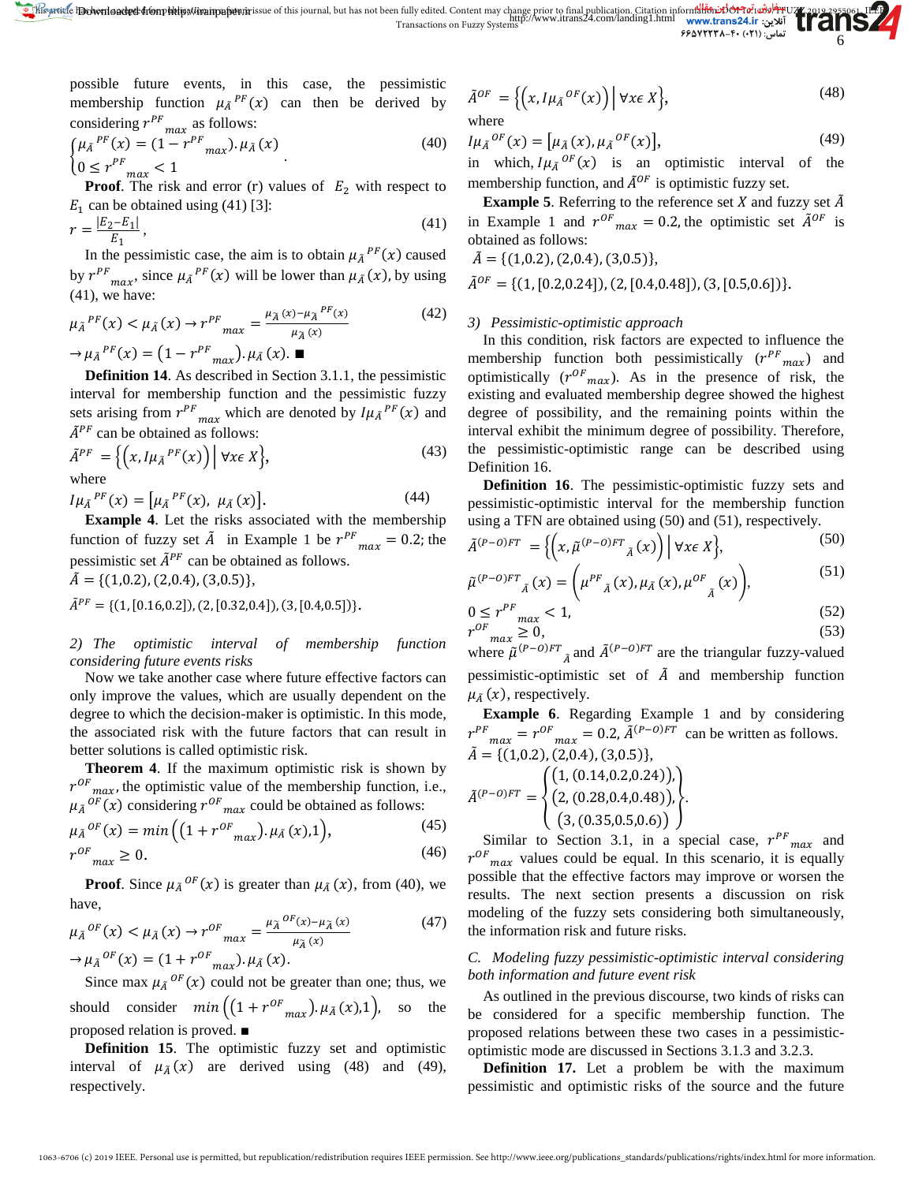possible future events, in this case, the pessimistic membership function $\mu_{\tilde{A}}{}^{PF}(x)$ can then be derived by considering $r^{PF}{}_{max}$ as follows:

$$\begin{cases} \mu_{\tilde{A}}{}^{PF}(x) = (1 - r^{PF}{}_{max}).\mu_{\tilde{A}}(x) \\ 0 \leq r^{PF}{}_{max} < 1 \end{cases} \tag{40}$$

**Proof**. The risk and error (r) values of $E_2$ with respect to $E_1$ can be obtained using (41) [3]:

$$r = \frac{|E_2 - E_1|}{E_1}, \tag{41}$$

In the pessimistic case, the aim is to obtain $\mu_{\tilde{A}}{}^{PF}(x)$ caused by $r^{PF}{}_{max}$, since $\mu_{\tilde{A}}{}^{PF}(x)$ will be lower than $\mu_{\tilde{A}}(x)$, by using (41), we have:

$$\mu_{\tilde{A}}{}^{PF}(x) < \mu_{\tilde{A}}(x) \rightarrow r^{PF}{}_{max} = \frac{\mu_{\tilde{A}}(x) - \mu_{\tilde{A}}{}^{PF}(x)}{\mu_{\tilde{A}}(x)} \tag{42}$$

$$\rightarrow \mu_{\tilde{A}}{}^{PF}(x) = \left(1 - r^{PF}{}_{max}\right).\mu_{\tilde{A}}(x). \ \blacksquare$$

**Definition 14**. As described in Section 3.1.1, the pessimistic interval for membership function and the pessimistic fuzzy sets arising from $r^{PF}{}_{max}$ which are denoted by $I\mu_{\tilde{A}}{}^{PF}(x)$ and $\tilde{A}^{PF}$ can be obtained as follows:

$$\tilde{A}^{PF} = \left\{\left(x, I\mu_{\tilde{A}}{}^{PF}(x)\right) \middle| \ \forall x \epsilon \ X\right\}, \tag{43}$$

where

$$I\mu_{\tilde{A}}{}^{PF}(x) = \left[\mu_{\tilde{A}}{}^{PF}(x), \ \mu_{\tilde{A}}(x)\right]. \tag{44}$$

**Example 4**. Let the risks associated with the membership function of fuzzy set $\tilde{A}$ in Example 1 be $r^{PF}{}_{max} = 0.2$; the pessimistic set $\tilde{A}^{PF}$ can be obtained as follows.

$\tilde{A} = \{(1,0.2), (2,0.4), (3,0.5)\}$,

$\tilde{A}^{PF} = \{(1, [0.16, 0.2]), (2, [0.32, 0.4]), (3, [0.4, 0.5])\}$.

*2) The optimistic interval of membership function considering future events risks*

Now we take another case where future effective factors can only improve the values, which are usually dependent on the degree to which the decision-maker is optimistic. In this mode, the associated risk with the future factors that can result in better solutions is called optimistic risk.

**Theorem 4**. If the maximum optimistic risk is shown by $r^{OF}{}_{max}$, the optimistic value of the membership function, i.e., $\mu_{\tilde{A}}{}^{OF}(x)$ considering $r^{OF}{}_{max}$ could be obtained as follows:

$$\mu_{\tilde{A}}{}^{OF}(x) = min\left(\left(1 + r^{OF}{}_{max}\right).\mu_{\tilde{A}}(x), 1\right), \tag{45}$$

$$r^{OF}{}_{max} \geq 0. \tag{46}$$

**Proof**. Since $\mu_{\tilde{A}}{}^{OF}(x)$ is greater than $\mu_{\tilde{A}}(x)$, from (40), we have,

$$\mu_{\tilde{A}}{}^{OF}(x) < \mu_{\tilde{A}}(x) \rightarrow r^{OF}{}_{max} = \frac{\mu_{\tilde{A}}{}^{OF}(x) - \mu_{\tilde{A}}(x)}{\mu_{\tilde{A}}(x)} \tag{47}$$

$$\rightarrow \mu_{\tilde{A}}{}^{OF}(x) = (1 + r^{OF}{}_{max}).\mu_{\tilde{A}}(x).$$

Since max $\mu_{\tilde{A}}{}^{OF}(x)$ could not be greater than one; thus, we should consider $min\left(\left(1 + r^{OF}{}_{max}\right).\mu_{\tilde{A}}(x), 1\right)$, so the proposed relation is proved. $\blacksquare$

**Definition 15**. The optimistic fuzzy set and optimistic interval of $\mu_{\tilde{A}}(x)$ are derived using (48) and (49), respectively.

$$\tilde{A}^{OF} = \left\{\left(x, I\mu_{\tilde{A}}{}^{OF}(x)\right) \middle| \ \forall x \epsilon \ X\right\}, \tag{48}$$

where

$$I\mu_{\tilde{A}}{}^{OF}(x) = \left[\mu_{\tilde{A}}(x), \mu_{\tilde{A}}{}^{OF}(x)\right], \tag{49}$$

in which, $I\mu_{\tilde{A}}{}^{OF}(x)$ is an optimistic interval of the membership function, and $\tilde{A}^{OF}$ is optimistic fuzzy set.

**Example 5**. Referring to the reference set $X$ and fuzzy set $\tilde{A}$ in Example 1 and $r^{OF}{}_{max} = 0.2$, the optimistic set $\tilde{A}^{OF}$ is obtained as follows:

$\tilde{A} = \{(1,0.2), (2,0.4), (3,0.5)\}$,

$\tilde{A}^{OF} = \{(1, [0.2, 0.24]), (2, [0.4, 0.48]), (3, [0.5, 0.6])\}$.

*3) Pessimistic-optimistic approach*

In this condition, risk factors are expected to influence the membership function both pessimistically ($r^{PF}{}_{max}$) and optimistically ($r^{OF}{}_{max}$). As in the presence of risk, the existing and evaluated membership degree showed the highest degree of possibility, and the remaining points within the interval exhibit the minimum degree of possibility. Therefore, the pessimistic-optimistic range can be described using Definition 16.

**Definition 16**. The pessimistic-optimistic fuzzy sets and pessimistic-optimistic interval for the membership function using a TFN are obtained using (50) and (51), respectively.

$$\tilde{A}^{(P-O)FT} = \left\{\left(x, \tilde{\mu}^{(P-O)FT}{}_{\tilde{A}}(x)\right) \middle| \ \forall x \epsilon \ X\right\}, \tag{50}$$

$$\tilde{\mu}^{(P-O)FT}{}_{\tilde{A}}(x) = \left(\mu^{PF}{}_{\tilde{A}}(x), \mu_{\tilde{A}}(x), \mu^{OF}{}_{\tilde{A}}(x)\right), \tag{51}$$

$$0 \leq r^{PF}{}_{max} < 1, \tag{52}$$

$$r^{OF}{}_{max} \geq 0, \tag{53}$$

where $\tilde{\mu}^{(P-O)FT}{}_{\tilde{A}}$ and $\tilde{A}^{(P-O)FT}$ are the triangular fuzzy-valued pessimistic-optimistic set of $\tilde{A}$ and membership function $\mu_{\tilde{A}}(x)$, respectively.

**Example 6**. Regarding Example 1 and by considering $r^{PF}{}_{max} = r^{OF}{}_{max} = 0.2$, $\tilde{A}^{(P-O)FT}$ can be written as follows.

$\tilde{A} = \{(1,0.2), (2,0.4), (3,0.5)\}$,

$$\tilde{A}^{(P-O)FT} = \begin{Bmatrix} (1, (0.14, 0.2, 0.24)), \\ (2, (0.28, 0.4, 0.48)), \\ (3, (0.35, 0.5, 0.6)) \end{Bmatrix}.$$

Similar to Section 3.1, in a special case, $r^{PF}{}_{max}$ and $r^{OF}{}_{max}$ values could be equal. In this scenario, it is equally possible that the effective factors may improve or worsen the results. The next section presents a discussion on risk modeling of the fuzzy sets considering both simultaneously, the information risk and future risks.

### *C. Modeling fuzzy pessimistic-optimistic interval considering both information and future event risk*

As outlined in the previous discourse, two kinds of risks can be considered for a specific membership function. The proposed relations between these two cases in a pessimistic-optimistic mode are discussed in Sections 3.1.3 and 3.2.3.

**Definition 17.** Let a problem be with the maximum pessimistic and optimistic risks of the source and the future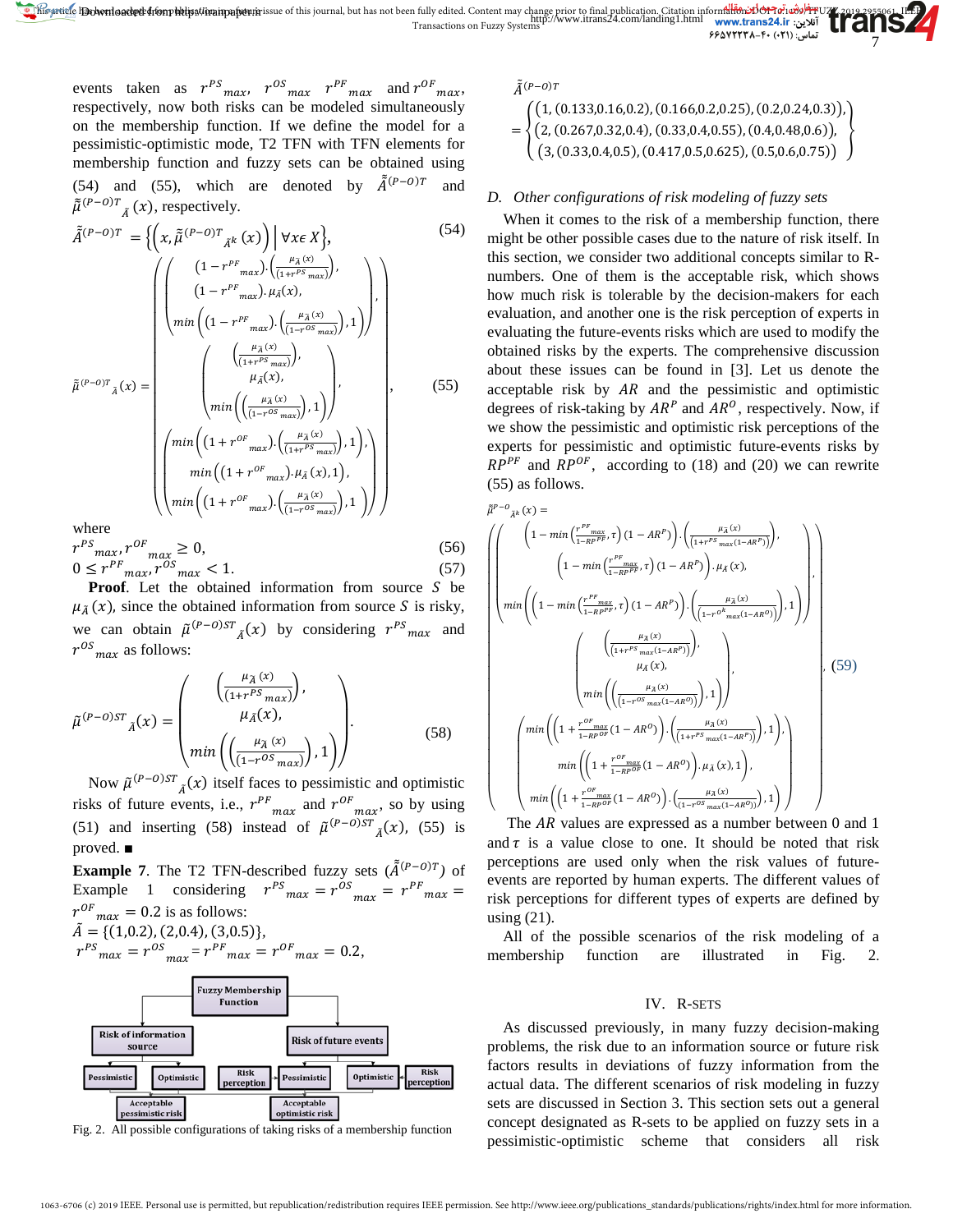events taken as $r^{PS}{}_{max}$, $r^{OS}{}_{max}$ $r^{PF}{}_{max}$ and $r^{OF}{}_{max}$, respectively, now both risks can be modeled simultaneously on the membership function. If we define the model for a pessimistic-optimistic mode, T2 TFN with TFN elements for membership function and fuzzy sets can be obtained using (54) and (55), which are denoted by $\tilde{\tilde{A}}^{(P-O)T}$ and $\tilde{\tilde{\mu}}^{(P-O)T}{}_{\tilde{A}}(x)$, respectively.

$$\tilde{\tilde{A}}^{(P-O)T} = \left\{\left(x, \tilde{\tilde{\mu}}^{(P-O)T}{}_{\tilde{A}^k}(x)\right) \middle| \forall x \epsilon X\right\}, \tag{54}$$

$$\tilde{\tilde{\mu}}^{(P-O)T}{}_{\tilde{A}}(x) = \left(\begin{array}{c} \left(\begin{array}{c} (1-r^{PF}{}_{max}).\left(\frac{\mu_{\tilde{A}}(x)}{(1+r^{PS}{}_{max})}\right), \\ (1-r^{PF}{}_{max}).\mu_{\tilde{A}}(x), \\ min\left((1-r^{PF}{}_{max}).\left(\frac{\mu_{\tilde{A}}(x)}{(1-r^{OS}{}_{max})}\right), 1\right) \end{array}\right), \\ \left(\begin{array}{c} \left(\frac{\mu_{\tilde{A}}(x)}{(1+r^{PS}{}_{max})}\right), \\ \mu_{\tilde{A}}(x), \\ min\left(\left(\frac{\mu_{\tilde{A}}(x)}{(1-r^{OS}{}_{max})}\right), 1\right) \end{array}\right), \\ \left(\begin{array}{c} min\left((1+r^{OF}{}_{max}).\left(\frac{\mu_{\tilde{A}}(x)}{(1+r^{PS}{}_{max})}\right), 1\right), \\ min\left((1+r^{OF}{}_{max}).\mu_{\tilde{A}}(x), 1\right), \\ min\left((1+r^{OF}{}_{max}).\left(\frac{\mu_{\tilde{A}}(x)}{(1-r^{OS}{}_{max})}\right), 1\right) \end{array}\right) \end{array}\right), \tag{55}$$

where

$$r^{PS}{}_{max}, r^{OF}{}_{max} \geq 0, \tag{56}$$

$$0 \leq r^{PF}{}_{max}, r^{OS}{}_{max} < 1. \tag{57}$$

**Proof**. Let the obtained information from source $S$ be $\mu_{\tilde{A}}(x)$, since the obtained information from source $S$ is risky, we can obtain $\tilde{\mu}^{(P-O)ST}{}_{\tilde{A}}(x)$ by considering $r^{PS}{}_{max}$ and $r^{OS}{}_{max}$ as follows:

$$\tilde{\mu}^{(P-O)ST}{}_{\tilde{A}}(x) = \left(\begin{array}{c} \left(\frac{\mu_{\tilde{A}}(x)}{(1+r^{PS}{}_{max})}\right), \\ \mu_{\tilde{A}}(x), \\ min\left(\left(\frac{\mu_{\tilde{A}}(x)}{(1-r^{OS}{}_{max})}\right), 1\right) \end{array}\right). \tag{58}$$

Now $\tilde{\mu}^{(P-O)ST}{}_{\tilde{A}}(x)$ itself faces to pessimistic and optimistic risks of future events, i.e., $r^{PF}{}_{max}$ and $r^{OF}{}_{max}$, so by using (51) and inserting (58) instead of $\tilde{\mu}^{(P-O)ST}{}_{\tilde{A}}(x)$, (55) is proved. ∎

**Example 7**. The T2 TFN-described fuzzy sets $(\tilde{\tilde{A}}^{(P-O)T})$ of Example 1 considering $r^{PS}{}_{max} = r^{OS}{}_{max} = r^{PF}{}_{max} = r^{OF}{}_{max} = 0.2$ is as follows:

$\tilde{A} = \{(1,0.2), (2,0.4), (3,0.5)\}$,

$r^{PS}{}_{max} = r^{OS}{}_{max} = r^{PF}{}_{max} = r^{OF}{}_{max} = 0.2$,

$$\tilde{\tilde{A}}^{(P-O)T} = \left\{\begin{array}{l} \left(1, (0.133, 0.16, 0.2), (0.166, 0.2, 0.25), (0.2, 0.24, 0.3)\right), \\ \left(2, (0.267, 0.32, 0.4), (0.33, 0.4, 0.55), (0.4, 0.48, 0.6)\right), \\ \left(3, (0.33, 0.4, 0.5), (0.417, 0.5, 0.625), (0.5, 0.6, 0.75)\right) \end{array}\right\}$$

Fig. 2. All possible configurations of taking risks of a membership function

### D. Other configurations of risk modeling of fuzzy sets

When it comes to the risk of a membership function, there might be other possible cases due to the nature of risk itself. In this section, we consider two additional concepts similar to R-numbers. One of them is the acceptable risk, which shows how much risk is tolerable by the decision-makers for each evaluation, and another one is the risk perception of experts in evaluating the future-events risks which are used to modify the obtained risks by the experts. The comprehensive discussion about these issues can be found in [3]. Let us denote the acceptable risk by $AR$ and the pessimistic and optimistic degrees of risk-taking by $AR^P$ and $AR^O$, respectively. Now, if we show the pessimistic and optimistic risk perceptions of the experts for pessimistic and optimistic future-events risks by $RP^{PF}$ and $RP^{OF}$, according to (18) and (20) we can rewrite (55) as follows.

$$\tilde{\tilde{\mu}}^{P-O}{}_{\tilde{A}^k}(x) = \left(\begin{array}{c} \left(\begin{array}{c} \left(1-min\left(\frac{r^{PF}{}_{max}}{1-RP^{PF}}, \tau\right)(1-AR^P)\right).\left(\frac{\mu_{\tilde{A}}(x)}{(1+r^{PS}{}_{max}(1-AR^P))}\right), \\ \left(1-min\left(\frac{r^{PF}{}_{max}}{1-RP^{PF}}, \tau\right)(1-AR^P)\right).\mu_{\tilde{A}}(x), \\ min\left(\left(1-min\left(\frac{r^{PF}{}_{max}}{1-RP^{PF}}, \tau\right)(1-AR^P)\right).\left(\frac{\mu_{\tilde{A}}(x)}{(1-r^{O^k}{}_{max}(1-AR^O))}\right), 1\right) \end{array}\right), \\ \left(\begin{array}{c} \left(\frac{\mu_{\tilde{A}}(x)}{(1+r^{PS}{}_{max}(1-AR^P))}\right), \\ \mu_{\tilde{A}}(x), \\ min\left(\left(\frac{\mu_{\tilde{A}}(x)}{(1-r^{OS}{}_{max}(1-AR^O))}\right), 1\right) \end{array}\right), \\ \left(\begin{array}{c} min\left(\left(1+\frac{r^{OF}{}_{max}}{1-RP^{OF}}(1-AR^O)\right).\left(\frac{\mu_{\tilde{A}}(x)}{(1+r^{PS}{}_{max}(1-AR^P))}\right), 1\right), \\ min\left(\left(1+\frac{r^{OF}{}_{max}}{1-RP^{OF}}(1-AR^O)\right).\mu_{\tilde{A}}(x), 1\right), \\ min\left(\left(1+\frac{r^{OF}{}_{max}}{1-RP^{OF}}(1-AR^O)\right).\left(\frac{\mu_{\tilde{A}}(x)}{(1-r^{OS}{}_{max}(1-AR^O))}\right), 1\right) \end{array}\right) \end{array}\right), \tag{59}$$

The $AR$ values are expressed as a number between 0 and 1 and $\tau$ is a value close to one. It should be noted that risk perceptions are used only when the risk values of future-events are reported by human experts. The different values of risk perceptions for different types of experts are defined by using (21).

All of the possible scenarios of the risk modeling of a membership function are illustrated in Fig. 2.

## IV. R-SETS

As discussed previously, in many fuzzy decision-making problems, the risk due to an information source or future risk factors results in deviations of fuzzy information from the actual data. The different scenarios of risk modeling in fuzzy sets are discussed in Section 3. This section sets out a general concept designated as R-sets to be applied on fuzzy sets in a pessimistic-optimistic scheme that considers all risk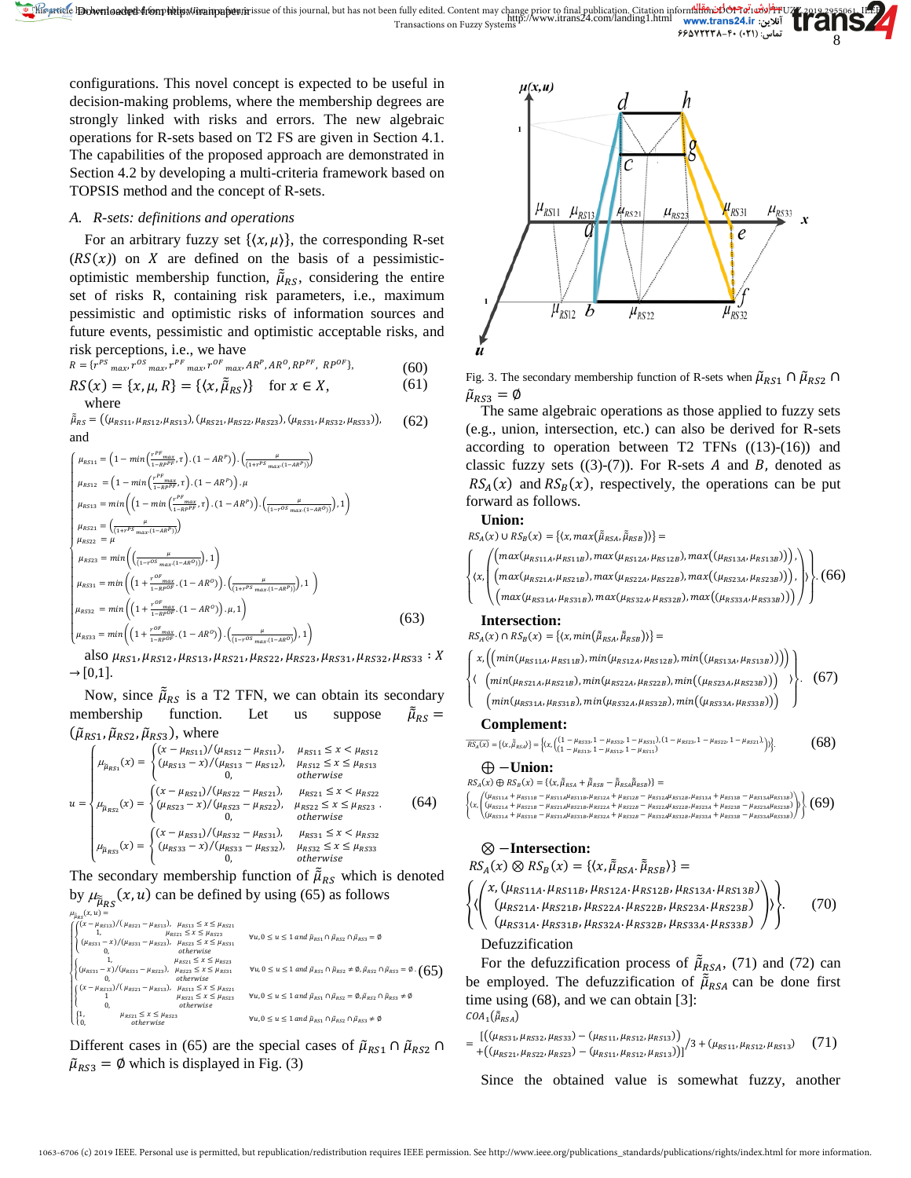configurations. This novel concept is expected to be useful in decision-making problems, where the membership degrees are strongly linked with risks and errors. The new algebraic operations for R-sets based on T2 FS are given in Section 4.1. The capabilities of the proposed approach are demonstrated in Section 4.2 by developing a multi-criteria framework based on TOPSIS method and the concept of R-sets.

### A. R-sets: definitions and operations

For an arbitrary fuzzy set $\{\langle x, \mu \rangle\}$, the corresponding R-set $(RS(x))$ on $X$ are defined on the basis of a pessimistic-optimistic membership function, $\tilde{\tilde{\mu}}_{RS}$, considering the entire set of risks R, containing risk parameters, i.e., maximum pessimistic and optimistic risks of information sources and future events, pessimistic and optimistic acceptable risks, and risk perceptions, i.e., we have

$$R = \{r^{PS}{}_{max}, r^{OS}{}_{max}, r^{PF}{}_{max}, r^{OF}{}_{max}, AR^{P}, AR^{O}, RP^{PF}, RP^{OF}\}, \tag{60}$$

$$RS(x) = \{x, \mu, R\} = \{\langle x, \tilde{\tilde{\mu}}_{RS}\rangle\} \quad \text{for } x \in X, \tag{61}$$

where

$$\tilde{\tilde{\mu}}_{RS} = ((\mu_{RS11}, \mu_{RS12}, \mu_{RS13}), (\mu_{RS21}, \mu_{RS22}, \mu_{RS23}), (\mu_{RS31}, \mu_{RS32}, \mu_{RS33})), \tag{62}$$

and

$$\begin{cases} \mu_{RS11} = \left(1 - \min\left(\frac{r^{PF}{}_{max}}{1-RP^{PF}}, \tau\right).(1-AR^{P})\right).\left(\frac{\mu}{(1+r^{PS}{}_{max}.(1-AR^{P}))}\right) \\ \mu_{RS12} = \left(1 - \min\left(\frac{r^{PF}{}_{max}}{1-RP^{PF}}, \tau\right).(1-AR^{P})\right).\mu \\ \mu_{RS13} = \min\left(\left(1 - \min\left(\frac{r^{PF}{}_{max}}{1-RP^{PF}}, \tau\right).(1-AR^{P})\right).\left(\frac{\mu}{(1-r^{OS}{}_{max}.(1-AR^{O}))}\right), 1\right) \\ \mu_{RS21} = \left(\frac{\mu}{(1+r^{PS}{}_{max}.(1-AR^{P}))}\right) \\ \mu_{RS22} = \mu \\ \mu_{RS23} = \min\left(\left(\frac{\mu}{(1-r^{OS}{}_{max}.(1-AR^{O}))}\right), 1\right) \\ \mu_{RS31} = \min\left(\left(1 + \frac{r^{OF}{}_{max}}{1-RP^{OF}}.(1-AR^{O})\right).\left(\frac{\mu}{(1+r^{PS}{}_{max}.(1-AR^{P}))}\right), 1\right) \\ \mu_{RS32} = \min\left(\left(1 + \frac{r^{OF}{}_{max}}{1-RP^{OF}}.(1-AR^{O})\right).\mu, 1\right) \\ \mu_{RS33} = \min\left(\left(1 + \frac{r^{OF}{}_{max}}{1-RP^{OF}}.(1-AR^{O})\right).\left(\frac{\mu}{(1-r^{OS}{}_{max}.(1-AR^{O}))}\right), 1\right) \end{cases} \tag{63}$$

also $\mu_{RS1}, \mu_{RS12}, \mu_{RS13}, \mu_{RS21}, \mu_{RS22}, \mu_{RS23}, \mu_{RS31}, \mu_{RS32}, \mu_{RS33} : X \rightarrow [0,1]$.

Now, since $\tilde{\tilde{\mu}}_{RS}$ is a T2 TFN, we can obtain its secondary membership function. Let us suppose $\tilde{\tilde{\mu}}_{RS} = (\tilde{\mu}_{RS1}, \tilde{\mu}_{RS2}, \tilde{\mu}_{RS3})$, where

$$u = \begin{cases} \mu_{\tilde{\mu}_{RS1}}(x) = \begin{cases} (x-\mu_{RS11})/(\mu_{RS12}-\mu_{RS11}), & \mu_{RS11} \le x < \mu_{RS12} \\ (\mu_{RS13}-x)/(\mu_{RS13}-\mu_{RS12}), & \mu_{RS12} \le x \le \mu_{RS13} \\ 0, & otherwise \end{cases} \\ \mu_{\tilde{\mu}_{RS2}}(x) = \begin{cases} (x-\mu_{RS21})/(\mu_{RS22}-\mu_{RS21}), & \mu_{RS21} \le x < \mu_{RS22} \\ (\mu_{RS23}-x)/(\mu_{RS23}-\mu_{RS22}), & \mu_{RS22} \le x \le \mu_{RS23} \\ 0, & otherwise \end{cases} \\ \mu_{\tilde{\mu}_{RS3}}(x) = \begin{cases} (x-\mu_{RS31})/(\mu_{RS32}-\mu_{RS31}), & \mu_{RS31} \le x < \mu_{RS32} \\ (\mu_{RS33}-x)/(\mu_{RS33}-\mu_{RS32}), & \mu_{RS32} \le x \le \mu_{RS33} \\ 0, & otherwise \end{cases} \end{cases}. \tag{64}$$

The secondary membership function of $\tilde{\tilde{\mu}}_{RS}$ which is denoted by $\mu_{\tilde{\tilde{\mu}}_{RS}}(x, u)$ can be defined by using (65) as follows

$$\mu_{\tilde{\tilde{\mu}}_{RS}}(x,u) = \begin{cases} \begin{cases} (x-\mu_{RS13})/(\mu_{RS21}-\mu_{RS13}), & \mu_{RS13} \le x \le \mu_{RS21} \\ 1, & \mu_{RS21} \le x \le \mu_{RS23} \\ (\mu_{RS31}-x)/(\mu_{RS31}-\mu_{RS23}), & \mu_{RS23} \le x \le \mu_{RS31} \\ 0, & otherwise \end{cases} & \forall u, 0 \le u \le 1 \text{ and } \tilde{\mu}_{RS1} \cap \tilde{\mu}_{RS2} \cap \tilde{\mu}_{RS3} = \emptyset \\ \begin{cases} 1, & \mu_{RS21} \le x \le \mu_{RS23} \\ (\mu_{RS31}-x)/(\mu_{RS31}-\mu_{RS23}), & \mu_{RS23} \le x \le \mu_{RS31} \\ 0, & otherwise \end{cases} & \forall u, 0 \le u \le 1 \text{ and } \tilde{\mu}_{RS1} \cap \tilde{\mu}_{RS2} \ne \emptyset, \tilde{\mu}_{RS2} \cap \tilde{\mu}_{RS3} = \emptyset \\ \begin{cases} (x-\mu_{RS13})/(\mu_{RS21}-\mu_{RS13}), & \mu_{RS13} \le x \le \mu_{RS21} \\ 1, & \mu_{RS21} \le x \le \mu_{RS23} \\ 0, & otherwise \end{cases} & \forall u, 0 \le u \le 1 \text{ and } \tilde{\mu}_{RS1} \cap \tilde{\mu}_{RS2} = \emptyset, \tilde{\mu}_{RS2} \cap \tilde{\mu}_{RS3} \ne \emptyset \\ \begin{cases} 1, & \mu_{RS21} \le x \le \mu_{RS23} \\ 0, & otherwise \end{cases} & \forall u, 0 \le u \le 1 \text{ and } \tilde{\mu}_{RS1} \cap \tilde{\mu}_{RS2} \cap \tilde{\mu}_{RS3} \ne \emptyset \end{cases}. \tag{65}$$

Different cases in (65) are the special cases of $\tilde{\mu}_{RS1} \cap \tilde{\mu}_{RS2} \cap \tilde{\mu}_{RS3} = \emptyset$ which is displayed in Fig. (3)

Fig. 3. The secondary membership function of R-sets when $\tilde{\mu}_{RS1} \cap \tilde{\mu}_{RS2} \cap \tilde{\mu}_{RS3} = \emptyset$

The same algebraic operations as those applied to fuzzy sets (e.g., union, intersection, etc.) can also be derived for R-sets according to operation between T2 TFNs ((13)-(16)) and classic fuzzy sets ((3)-(7)). For R-sets $A$ and $B$, denoted as $RS_A(x)$ and $RS_B(x)$, respectively, the operations can be put forward as follows.

**Union:**

$$RS_A(x) \cup RS_B(x) = \{\langle x, \max(\tilde{\tilde{\mu}}_{RSA}, \tilde{\tilde{\mu}}_{RSB})\rangle\} =$$

$$\left\{\left\langle x, \begin{pmatrix} (\max(\mu_{RS11A}, \mu_{RS11B}), \max(\mu_{RS12A}, \mu_{RS12B}), \max((\mu_{RS13A}, \mu_{RS13B}))), \\ (\max(\mu_{RS21A}, \mu_{RS21B}), \max(\mu_{RS22A}, \mu_{RS22B}), \max((\mu_{RS23A}, \mu_{RS23B}))), \\ (\max(\mu_{RS31A}, \mu_{RS31B}), \max(\mu_{RS32A}, \mu_{RS32B}), \max((\mu_{RS33A}, \mu_{RS33B}))) \end{pmatrix}\right\rangle\right\}. \tag{66}$$

**Intersection:**

$$RS_A(x) \cap RS_B(x) = \{\langle x, \min(\tilde{\tilde{\mu}}_{RSA}, \tilde{\tilde{\mu}}_{RSB})\rangle\} =$$

$$\left\{\left\langle \begin{matrix} x, \left((\min(\mu_{RS11A}, \mu_{RS11B}), \min(\mu_{RS12A}, \mu_{RS12B}), \min((\mu_{RS13A}, \mu_{RS13B})))\right) \\ (\min(\mu_{RS21A}, \mu_{RS21B}), \min(\mu_{RS22A}, \mu_{RS22B}), \min((\mu_{RS23A}, \mu_{RS23B}))) \\ (\min(\mu_{RS31A}, \mu_{RS31B}), \min(\mu_{RS32A}, \mu_{RS32B}), \min((\mu_{RS33A}, \mu_{RS33B}))) \end{matrix}\right\rangle\right\}. \tag{67}$$

**Complement:**

$$\overline{RS_A(x)} = \{\langle x, \bar{\tilde{\tilde{\mu}}}_{RSA}\rangle\} = \left\{\left\langle x, \begin{pmatrix} (1-\mu_{RS33}, 1-\mu_{RS32}, 1-\mu_{RS31}), (1-\mu_{RS23}, 1-\mu_{RS22}, 1-\mu_{RS21}), \\ (1-\mu_{RS13}, 1-\mu_{RS12}, 1-\mu_{RS11}) \end{pmatrix}\right\rangle\right\}. \tag{68}$$

**⊕ −Union:**

$$RS_A(x) \oplus RS_B(x) = \{\langle x, \tilde{\tilde{\mu}}_{RSA} + \tilde{\tilde{\mu}}_{RSB} - \tilde{\tilde{\mu}}_{RSA}\tilde{\tilde{\mu}}_{RSB}\rangle\} =$$

$$\left\{\left\langle x, \begin{pmatrix} \mu_{RS11A} + \mu_{RS11B} - \mu_{RS11A}\mu_{RS11B}, \mu_{RS12A} + \mu_{RS12B} - \mu_{RS12A}\mu_{RS12B}, \mu_{RS13A} + \mu_{RS13B} - \mu_{RS13A}\mu_{RS13B} \\ \mu_{RS21A} + \mu_{RS21B} - \mu_{RS21A}\mu_{RS21B}, \mu_{RS22A} + \mu_{RS22B} - \mu_{RS22A}\mu_{RS22B}, \mu_{RS23A} + \mu_{RS23B} - \mu_{RS23A}\mu_{RS23B} \\ \mu_{RS31A} + \mu_{RS31B} - \mu_{RS31A}\mu_{RS31B}, \mu_{RS32A} + \mu_{RS32B} - \mu_{RS32A}\mu_{RS32B}, \mu_{RS33A} + \mu_{RS33B} - \mu_{RS33A}\mu_{RS33B} \end{pmatrix}\right\rangle\right\} \tag{69}$$

**⊗ −Intersection:**

$$RS_A(x) \otimes RS_B(x) = \{\langle x, \tilde{\tilde{\mu}}_{RSA}.\tilde{\tilde{\mu}}_{RSB}\rangle\} =$$

$$\left\{\left\langle \begin{matrix} x, (\mu_{RS11A}.\mu_{RS11B}, \mu_{RS12A}.\mu_{RS12B}, \mu_{RS13A}.\mu_{RS13B}) \\ (\mu_{RS21A}.\mu_{RS21B}, \mu_{RS22A}.\mu_{RS22B}, \mu_{RS23A}.\mu_{RS23B}) \\ (\mu_{RS31A}.\mu_{RS31B}, \mu_{RS32A}.\mu_{RS32B}, \mu_{RS33A}.\mu_{RS33B}) \end{matrix}\right\rangle\right\}. \tag{70}$$

Defuzzification

For the defuzzification process of $\tilde{\tilde{\mu}}_{RSA}$, (71) and (72) can be employed. The defuzzification of $\tilde{\tilde{\mu}}_{RSA}$ can be done first time using (68), and we can obtain [3]:

$$COA_1(\tilde{\tilde{\mu}}_{RSA}) = \frac{[((\mu_{RS31}, \mu_{RS32}, \mu_{RS33}) - (\mu_{RS11}, \mu_{RS12}, \mu_{RS13})) + ((\mu_{RS21}, \mu_{RS22}, \mu_{RS23}) - (\mu_{RS11}, \mu_{RS12}, \mu_{RS13}))]}{3} + (\mu_{RS11}, \mu_{RS12}, \mu_{RS13}) \tag{71}$$

Since the obtained value is somewhat fuzzy, another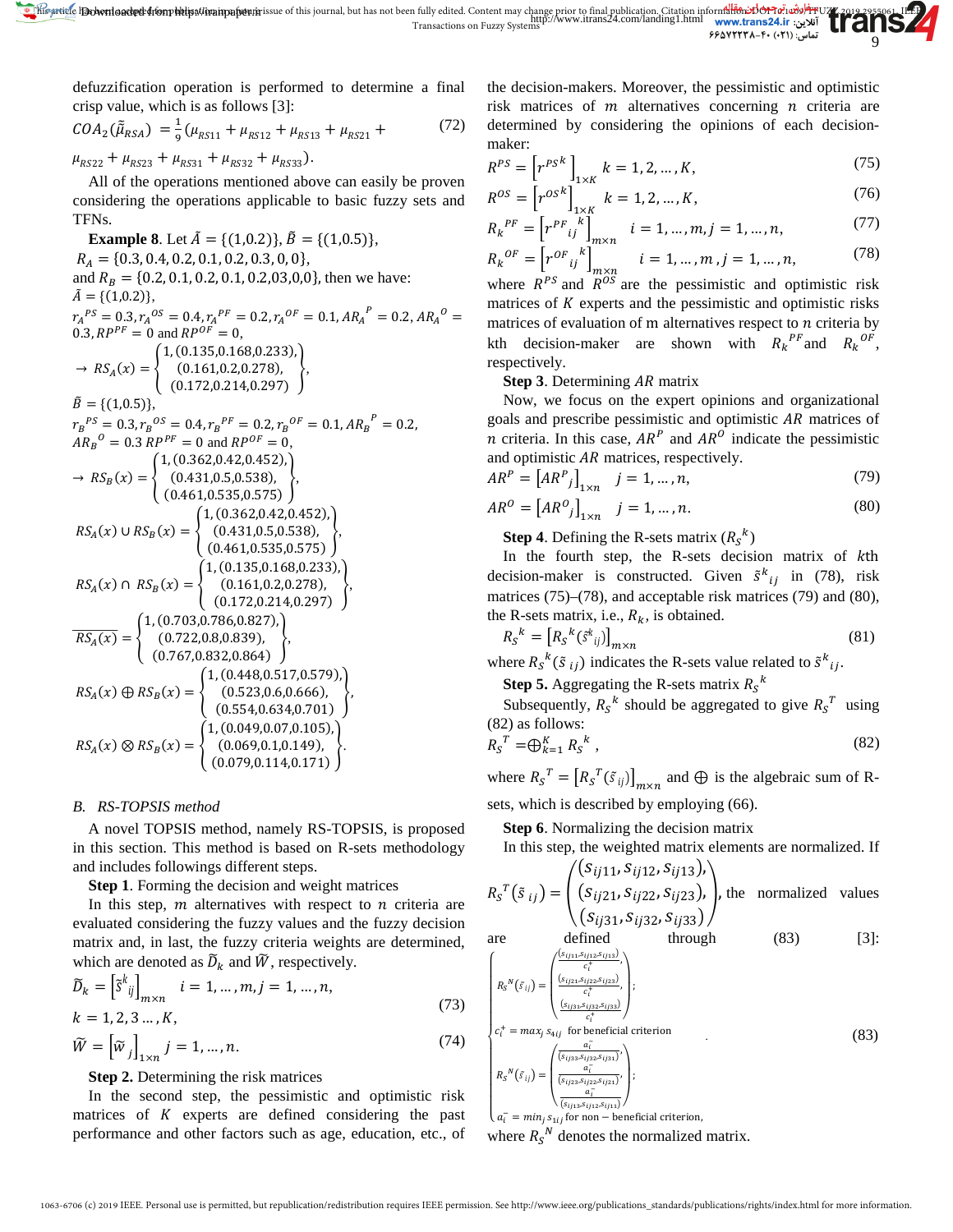defuzzification operation is performed to determine a final crisp value, which is as follows [3]:

$$COA_2(\tilde{\tilde{\mu}}_{RSA}) = \frac{1}{9}(\mu_{RS11} + \mu_{RS12} + \mu_{RS13} + \mu_{RS21} + \mu_{RS22} + \mu_{RS23} + \mu_{RS31} + \mu_{RS32} + \mu_{RS33}). \quad (72)$$

All of the operations mentioned above can easily be proven considering the operations applicable to basic fuzzy sets and TFNs.

**Example 8**. Let $\tilde{A} = \{(1,0.2)\}$, $\tilde{B} = \{(1,0.5)\}$, $R_A = \{0.3, 0.4, 0.2, 0.1, 0.2, 0.3, 0, 0\}$, and $R_B = \{0.2, 0.1, 0.2, 0.1, 0.2, 03, 0, 0\}$, then we have:

$\tilde{A} = \{(1,0.2)\}$,

$r_A^{PS} = 0.3, r_A^{OS} = 0.4, r_A^{PF} = 0.2, r_A^{OF} = 0.1, AR_A^{P} = 0.2, AR_A^{O} = 0.3, RP^{PF} = 0$ and $RP^{OF} = 0$,

$$\rightarrow RS_A(x) = \begin{Bmatrix} 1, (0.135, 0.168, 0.233), \\ (0.161, 0.2, 0.278), \\ (0.172, 0.214, 0.297) \end{Bmatrix},$$

$\tilde{B} = \{(1,0.5)\}$,

$r_B^{PS} = 0.3, r_B^{OS} = 0.4, r_B^{PF} = 0.2, r_B^{OF} = 0.1, AR_B^{P} = 0.2, AR_B^{O} = 0.3$ $RP^{PF} = 0$ and $RP^{OF} = 0$,

$$\rightarrow RS_B(x) = \begin{Bmatrix} 1, (0.362, 0.42, 0.452), \\ (0.431, 0.5, 0.538), \\ (0.461, 0.535, 0.575) \end{Bmatrix},$$

$$RS_A(x) \cup RS_B(x) = \begin{Bmatrix} 1, (0.362, 0.42, 0.452), \\ (0.431, 0.5, 0.538), \\ (0.461, 0.535, 0.575) \end{Bmatrix},$$

$$RS_A(x) \cap RS_B(x) = \begin{Bmatrix} 1, (0.135, 0.168, 0.233), \\ (0.161, 0.2, 0.278), \\ (0.172, 0.214, 0.297) \end{Bmatrix},$$

$$\overline{RS_A(x)} = \begin{Bmatrix} 1, (0.703, 0.786, 0.827), \\ (0.722, 0.8, 0.839), \\ (0.767, 0.832, 0.864) \end{Bmatrix},$$

$$RS_A(x) \oplus RS_B(x) = \begin{Bmatrix} 1, (0.448, 0.517, 0.579), \\ (0.523, 0.6, 0.666), \\ (0.554, 0.634, 0.701) \end{Bmatrix},$$

$$RS_A(x) \otimes RS_B(x) = \begin{Bmatrix} 1, (0.049, 0.07, 0.105), \\ (0.069, 0.1, 0.149), \\ (0.079, 0.114, 0.171) \end{Bmatrix}.$$

### B. RS-TOPSIS method

A novel TOPSIS method, namely RS-TOPSIS, is proposed in this section. This method is based on R-sets methodology and includes followings different steps.

**Step 1**. Forming the decision and weight matrices

In this step, $m$ alternatives with respect to $n$ criteria are evaluated considering the fuzzy values and the fuzzy decision matrix and, in last, the fuzzy criteria weights are determined, which are denoted as $\widetilde{D}_k$ and $\widetilde{W}$, respectively.

$$\widetilde{D}_k = \left[\tilde{s}^k_{ij}\right]_{m\times n} \quad i = 1, \dots, m, j = 1, \dots, n, \quad k = 1, 2, 3 \dots, K, \quad (73)$$

$$\widetilde{W} = \left[\widetilde{w}_j\right]_{1\times n} \; j = 1, \dots, n. \quad (74)$$

**Step 2.** Determining the risk matrices

In the second step, the pessimistic and optimistic risk matrices of $K$ experts are defined considering the past performance and other factors such as age, education, etc., of the decision-makers. Moreover, the pessimistic and optimistic risk matrices of $m$ alternatives concerning $n$ criteria are determined by considering the opinions of each decision-maker:

$$R^{PS} = \left[{r^{PS}}^k\right]_{1\times K} \quad k = 1, 2, \dots, K, \quad (75)$$

$$R^{OS} = \left[{r^{OS}}^k\right]_{1\times K} \quad k = 1, 2, \dots, K, \quad (76)$$

$$R_k{}^{PF} = \left[{r^{PF}}_{ij}{}^k\right]_{m\times n} \quad i = 1, \dots, m, j = 1, \dots, n, \quad (77)$$

$$R_k{}^{OF} = \left[{r^{OF}}_{ij}{}^k\right]_{m\times n} \quad i = 1, \dots, m, j = 1, \dots, n, \quad (78)$$

where $R^{PS}$ and $R^{OS}$ are the pessimistic and optimistic risk matrices of $K$ experts and the pessimistic and optimistic risks matrices of evaluation of m alternatives respect to $n$ criteria by kth decision-maker are shown with $R_k{}^{PF}$ and $R_k{}^{OF}$, respectively.

**Step 3**. Determining $AR$ matrix

Now, we focus on the expert opinions and organizational goals and prescribe pessimistic and optimistic $AR$ matrices of $n$ criteria. In this case, $AR^P$ and $AR^O$ indicate the pessimistic and optimistic $AR$ matrices, respectively.

$$AR^P = \left[AR^P{}_j\right]_{1\times n} \quad j = 1, \dots, n, \quad (79)$$

$$AR^O = \left[AR^O{}_j\right]_{1\times n} \quad j = 1, \dots, n. \quad (80)$$

**Step 4**. Defining the R-sets matrix ($R_S{}^k$)

In the fourth step, the R-sets decision matrix of $k$th decision-maker is constructed. Given $\tilde{s}^k{}_{ij}$ in (78), risk matrices (75)–(78), and acceptable risk matrices (79) and (80), the R-sets matrix, i.e., $R_k$, is obtained.

$$R_S{}^k = \left[R_S{}^k(\tilde{s}^k{}_{ij})\right]_{m\times n} \quad (81)$$

where $R_S{}^k(\tilde{s}_{ij})$ indicates the R-sets value related to $\tilde{s}^k{}_{ij}$.

**Step 5.** Aggregating the R-sets matrix $R_S{}^k$

Subsequently, $R_S{}^k$ should be aggregated to give $R_S{}^T$ using (82) as follows:

$$R_S{}^T = \oplus_{k=1}^{K} R_S{}^k, \quad (82)$$

where $R_S{}^T = \left[R_S{}^T(\tilde{s}_{ij})\right]_{m\times n}$ and $\oplus$ is the algebraic sum of R-sets, which is described by employing (66).

**Step 6**. Normalizing the decision matrix

In this step, the weighted matrix elements are normalized. If $R_S{}^T(\tilde{s}_{ij}) = \begin{pmatrix} (s_{ij11}, s_{ij12}, s_{ij13}), \\ (s_{ij21}, s_{ij22}, s_{ij23}), \\ (s_{ij31}, s_{ij32}, s_{ij33}) \end{pmatrix}$, the normalized values are defined through (83) [3]:

$$\begin{cases} R_S{}^N(\tilde{s}_{ij}) = \begin{pmatrix} \frac{(s_{ij11}, s_{ij12}, s_{ij13})}{c_i^+}, \\ \frac{(s_{ij21}, s_{ij22}, s_{ij23})}{c_i^+}, \\ \frac{(s_{ij31}, s_{ij32}, s_{ij33})}{c_i^+} \end{pmatrix}; \\ c_i^+ = max_j \, s_{4ij} \text{ for beneficial criterion} \\ R_S{}^N(\tilde{s}_{ij}) = \begin{pmatrix} \frac{a_i^-}{(s_{ij33}, s_{ij32}, s_{ij31})}, \\ \frac{a_i^-}{(s_{ij23}, s_{ij22}, s_{ij21})}, \\ \frac{a_i^-}{(s_{ij13}, s_{ij12}, s_{ij11})} \end{pmatrix}; \\ a_i^- = min_j \, s_{1ij} \text{ for non} - \text{beneficial criterion}, \end{cases} \quad (83)$$

where $R_S{}^N$ denotes the normalized matrix.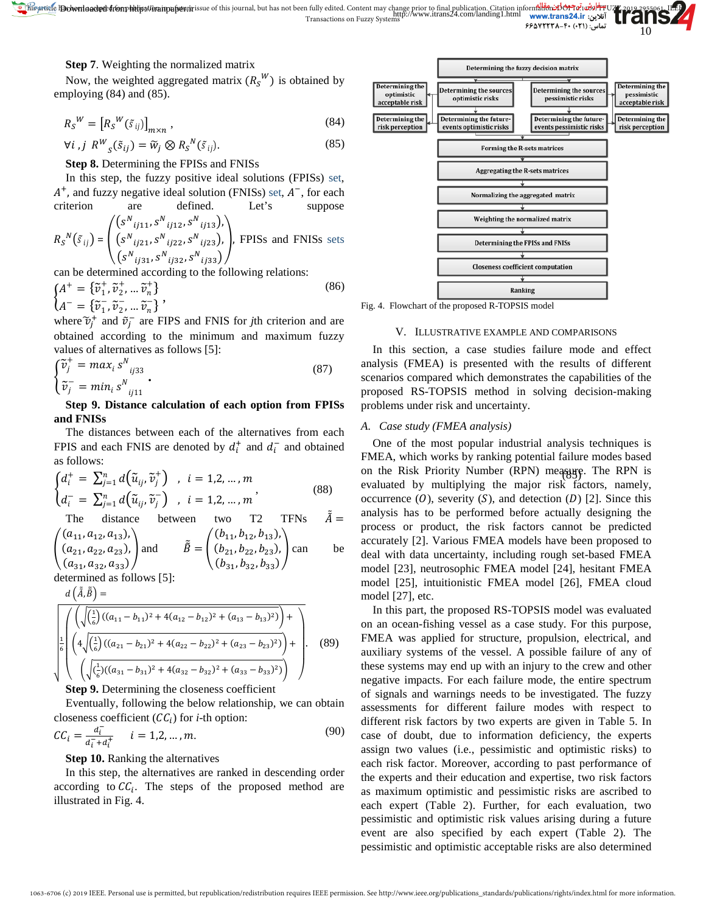**Step 7**. Weighting the normalized matrix

Now, the weighted aggregated matrix ($R_S{}^W$) is obtained by employing (84) and (85).

$$R_S{}^W = \left[R_S{}^W(\tilde{s}_{ij})\right]_{m\times n}, \tag{84}$$

$$\forall i,j \; R^W{}_s(\tilde{s}_{ij}) = \tilde{w}_j \otimes R_S{}^N(\tilde{s}_{ij}). \tag{85}$$

**Step 8.** Determining the FPISs and FNISs

In this step, the fuzzy positive ideal solutions (FPISs) set, $A^+$, and fuzzy negative ideal solution (FNISs) set, $A^-$, for each criterion are defined. Let's suppose $R_S{}^N(\tilde{s}_{ij}) = \begin{pmatrix} (s^N{}_{ij11}, s^N{}_{ij12}, s^N{}_{ij13}), \\ (s^N{}_{ij21}, s^N{}_{ij22}, s^N{}_{ij23}), \\ (s^N{}_{ij31}, s^N{}_{ij32}, s^N{}_{ij33}) \end{pmatrix}$, FPISs and FNISs sets can be determined according to the following relations:

$$\begin{cases} A^+ = \{\tilde{v}_1^+, \tilde{v}_2^+, \dots \tilde{v}_n^+\} \\ A^- = \{\tilde{v}_1^-, \tilde{v}_2^-, \dots \tilde{v}_n^-\} \end{cases}, \tag{86}$$

where $\tilde{v}_j^+$ and $\tilde{v}_j^-$ are FIPS and FNIS for $j$th criterion and are obtained according to the minimum and maximum fuzzy values of alternatives as follows [5]:

$$\begin{cases} \tilde{v}_j^+ = max_i \, s^N{}_{ij33} \\ \tilde{v}_j^- = min_i \, s^N{}_{ij11} \end{cases}. \tag{87}$$

**Step 9. Distance calculation of each option from FPISs and FNISs**

The distances between each of the alternatives from each FPIS and each FNIS are denoted by $d_i^+$ and $d_i^-$ and obtained as follows:

$$\begin{cases} d_i^+ = \sum_{j=1}^n d\left(\tilde{u}_{ij}, \tilde{v}_j^+\right) &, \; i = 1,2,\dots,m \\ d_i^- = \sum_{j=1}^n d\left(\tilde{u}_{ij}, \tilde{v}_j^-\right) &, \; i = 1,2,\dots,m \end{cases}, \tag{88}$$

The distance between two T2 TFNs $\tilde{\tilde{A}} = \begin{pmatrix} (a_{11}, a_{12}, a_{13}), \\ (a_{21}, a_{22}, a_{23}), \\ (a_{31}, a_{32}, a_{33}) \end{pmatrix}$ and $\tilde{\tilde{B}} = \begin{pmatrix} (b_{11}, b_{12}, b_{13}), \\ (b_{21}, b_{22}, b_{23}), \\ (b_{31}, b_{32}, b_{33}) \end{pmatrix}$ can be determined as follows [5]:

$$d\left(\tilde{\tilde{A}}, \tilde{\tilde{B}}\right) = \sqrt{\frac{1}{6}\begin{pmatrix} \left(\sqrt{\left(\frac{1}{6}\right)\left((a_{11}-b_{11})^2 + 4(a_{12}-b_{12})^2 + (a_{13}-b_{13})^2\right)}\right) + \\ \left(4\sqrt{\left(\frac{1}{6}\right)\left((a_{21}-b_{21})^2 + 4(a_{22}-b_{22})^2 + (a_{23}-b_{23})^2\right)}\right) + \\ \left(\sqrt{\left(\frac{1}{6}\right)\left((a_{31}-b_{31})^2 + 4(a_{32}-b_{32})^2 + (a_{33}-b_{33})^2\right)}\right) \end{pmatrix}}. \tag{89}$$

**Step 9.** Determining the closeness coefficient

Eventually, following the below relationship, we can obtain closeness coefficient ($CC_i$) for $i$-th option:

$$CC_i = \frac{d_i^-}{d_i^- + d_i^+} \qquad i = 1,2,\dots,m. \tag{90}$$

**Step 10.** Ranking the alternatives

In this step, the alternatives are ranked in descending order according to $CC_i$. The steps of the proposed method are illustrated in Fig. 4.

Determining the fuzzy decision matrix → Determining the optimistic acceptable risk / Determining the sources optimistic risks / Determining the sources pessimistic risks / Determining the pessimistic acceptable risk → Determining the risk perception / Determining the future-events optimistic risks / Determining the future-events pessimistic risks / Determining the risk perception → Forming the R-sets matrices → Aggregating the R-sets matrices → Normalizing the aggregated matrix → Weighting the normalized matrix → Determining the FPISs and FNISs → Closeness coefficient computation → Ranking

Fig. 4. Flowchart of the proposed R-TOPSIS model

## V. Illustrative Example and Comparisons

In this section, a case studies failure mode and effect analysis (FMEA) is presented with the results of different scenarios compared which demonstrates the capabilities of the proposed RS-TOPSIS method in solving decision-making problems under risk and uncertainty.

### A. Case study (FMEA analysis)

One of the most popular industrial analysis techniques is FMEA, which works by ranking potential failure modes based on the Risk Priority Number (RPN) measure. The RPN is evaluated by multiplying the major risk factors, namely, occurrence ($O$), severity ($S$), and detection ($D$) [2]. Since this analysis has to be performed before actually designing the process or product, the risk factors cannot be predicted accurately [2]. Various FMEA models have been proposed to deal with data uncertainty, including rough set-based FMEA model [23], neutrosophic FMEA model [24], hesitant FMEA model [25], intuitionistic FMEA model [26], FMEA cloud model [27], etc.

In this part, the proposed RS-TOPSIS model was evaluated on an ocean-fishing vessel as a case study. For this purpose, FMEA was applied for structure, propulsion, electrical, and auxiliary systems of the vessel. A possible failure of any of these systems may end up with an injury to the crew and other negative impacts. For each failure mode, the entire spectrum of signals and warnings needs to be investigated. The fuzzy assessments for different failure modes with respect to different risk factors by two experts are given in Table 5. In case of doubt, due to information deficiency, the experts assign two values (i.e., pessimistic and optimistic risks) to each risk factor. Moreover, according to past performance of the experts and their education and expertise, two risk factors as maximum optimistic and pessimistic risks are ascribed to each expert (Table 2). Further, for each evaluation, two pessimistic and optimistic risk values arising during a future event are also specified by each expert (Table 2). The pessimistic and optimistic acceptable risks are also determined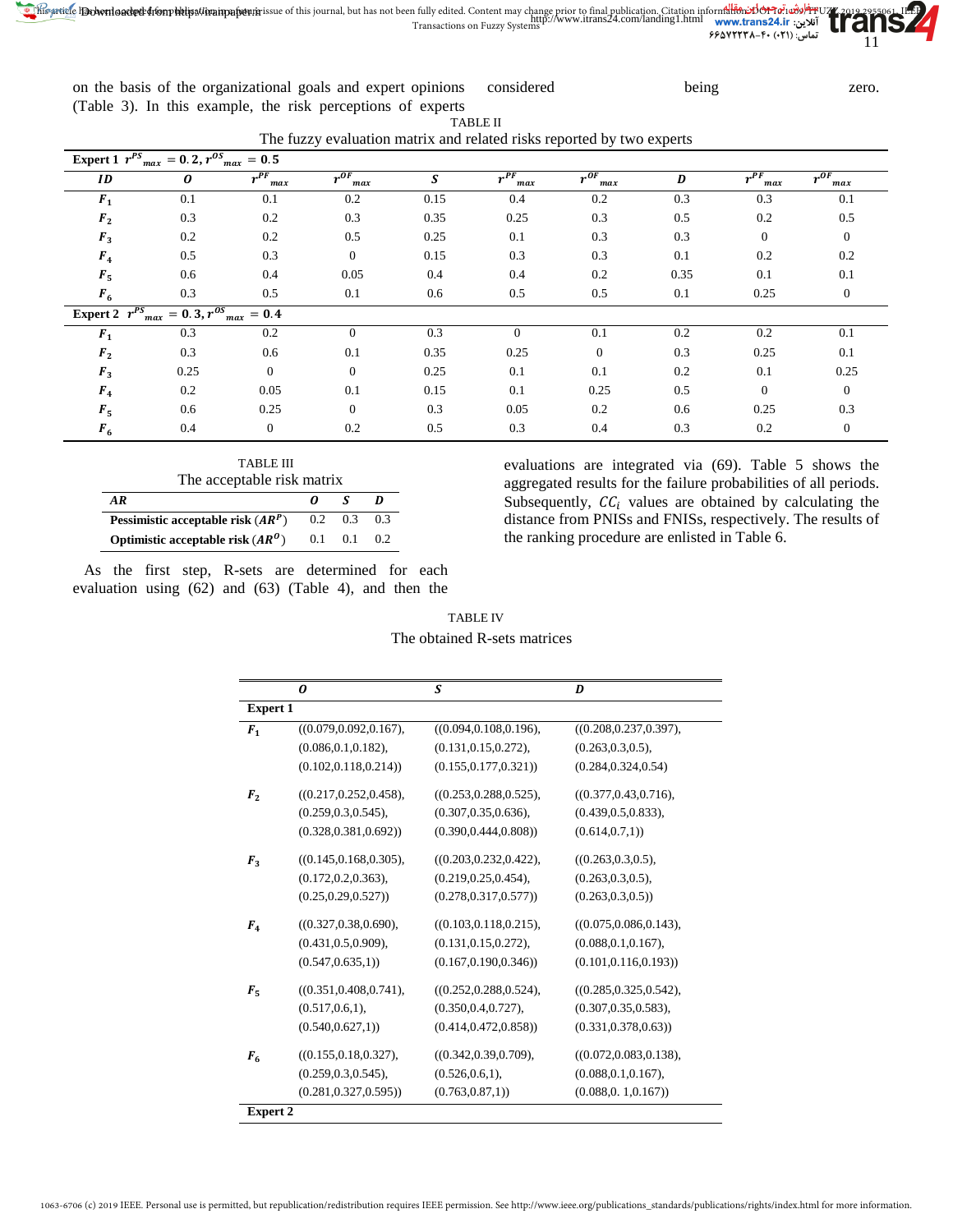on the basis of the organizational goals and expert opinions (Table 3). In this example, the risk perceptions of experts considered being zero.

TABLE II

The fuzzy evaluation matrix and related risks reported by two experts

| **Expert 1** $r^{PS}_{max} = 0.2, r^{OS}_{max} = 0.5$ | | | | | | | | | |
|---|---|---|---|---|---|---|---|---|---|
| ***ID*** | ***O*** | $r^{PF}_{max}$ | $r^{OF}_{max}$ | ***S*** | $r^{PF}_{max}$ | $r^{OF}_{max}$ | ***D*** | $r^{PF}_{max}$ | $r^{OF}_{max}$ |
| $F_1$ | 0.1 | 0.1 | 0.2 | 0.15 | 0.4 | 0.2 | 0.3 | 0.3 | 0.1 |
| $F_2$ | 0.3 | 0.2 | 0.3 | 0.35 | 0.25 | 0.3 | 0.5 | 0.2 | 0.5 |
| $F_3$ | 0.2 | 0.2 | 0.5 | 0.25 | 0.1 | 0.3 | 0.3 | 0 | 0 |
| $F_4$ | 0.5 | 0.3 | 0 | 0.15 | 0.3 | 0.3 | 0.1 | 0.2 | 0.2 |
| $F_5$ | 0.6 | 0.4 | 0.05 | 0.4 | 0.4 | 0.2 | 0.35 | 0.1 | 0.1 |
| $F_6$ | 0.3 | 0.5 | 0.1 | 0.6 | 0.5 | 0.5 | 0.1 | 0.25 | 0 |
| **Expert 2** $r^{PS}_{max} = 0.3, r^{OS}_{max} = 0.4$ | | | | | | | | | |
| $F_1$ | 0.3 | 0.2 | 0 | 0.3 | 0 | 0.1 | 0.2 | 0.2 | 0.1 |
| $F_2$ | 0.3 | 0.6 | 0.1 | 0.35 | 0.25 | 0 | 0.3 | 0.25 | 0.1 |
| $F_3$ | 0.25 | 0 | 0 | 0.25 | 0.1 | 0.1 | 0.2 | 0.1 | 0.25 |
| $F_4$ | 0.2 | 0.05 | 0.1 | 0.15 | 0.1 | 0.25 | 0.5 | 0 | 0 |
| $F_5$ | 0.6 | 0.25 | 0 | 0.3 | 0.05 | 0.2 | 0.6 | 0.25 | 0.3 |
| $F_6$ | 0.4 | 0 | 0.2 | 0.5 | 0.3 | 0.4 | 0.3 | 0.2 | 0 |

TABLE III

The acceptable risk matrix

| ***AR*** | ***O*** | ***S*** | ***D*** |
|---|---|---|---|
| **Pessimistic acceptable risk ($AR^P$)** | 0.2 | 0.3 | 0.3 |
| **Optimistic acceptable risk ($AR^O$)** | 0.1 | 0.1 | 0.2 |

As the first step, R-sets are determined for each evaluation using (62) and (63) (Table 4), and then the evaluations are integrated via (69). Table 5 shows the aggregated results for the failure probabilities of all periods. Subsequently, $CC_i$ values are obtained by calculating the distance from PNISs and FNISs, respectively. The results of the ranking procedure are enlisted in Table 6.

TABLE IV

The obtained R-sets matrices

| | ***O*** | ***S*** | ***D*** |
|---|---|---|---|
| **Expert 1** | | | |
| $F_1$ | ((0.079,0.092,0.167), (0.086,0.1,0.182), (0.102,0.118,0.214)) | ((0.094,0.108,0.196), (0.131,0.15,0.272), (0.155,0.177,0.321)) | ((0.208,0.237,0.397), (0.263,0.3,0.5), (0.284,0.324,0.54)) |
| $F_2$ | ((0.217,0.252,0.458), (0.259,0.3,0.545), (0.328,0.381,0.692)) | ((0.253,0.288,0.525), (0.307,0.35,0.636), (0.390,0.444,0.808)) | ((0.377,0.43,0.716), (0.439,0.5,0.833), (0.614,0.7,1)) |
| $F_3$ | ((0.145,0.168,0.305), (0.172,0.2,0.363), (0.25,0.29,0.527)) | ((0.203,0.232,0.422), (0.219,0.25,0.454), (0.278,0.317,0.577)) | ((0.263,0.3,0.5), (0.263,0.3,0.5), (0.263,0.3,0.5)) |
| $F_4$ | ((0.327,0.38,0.690), (0.431,0.5,0.909), (0.547,0.635,1)) | ((0.103,0.118,0.215), (0.131,0.15,0.272), (0.167,0.190,0.346)) | ((0.075,0.086,0.143), (0.088,0.1,0.167), (0.101,0.116,0.193)) |
| $F_5$ | ((0.351,0.408,0.741), (0.517,0.6,1), (0.540,0.627,1)) | ((0.252,0.288,0.524), (0.350,0.4,0.727), (0.414,0.472,0.858)) | ((0.285,0.325,0.542), (0.307,0.35,0.583), (0.331,0.378,0.63)) |
| $F_6$ | ((0.155,0.18,0.327), (0.259,0.3,0.545), (0.281,0.327,0.595)) | ((0.342,0.39,0.709), (0.526,0.6,1), (0.763,0.87,1)) | ((0.072,0.083,0.138), (0.088,0.1,0.167), (0.088,0. 1,0.167)) |
| **Expert 2** | | | |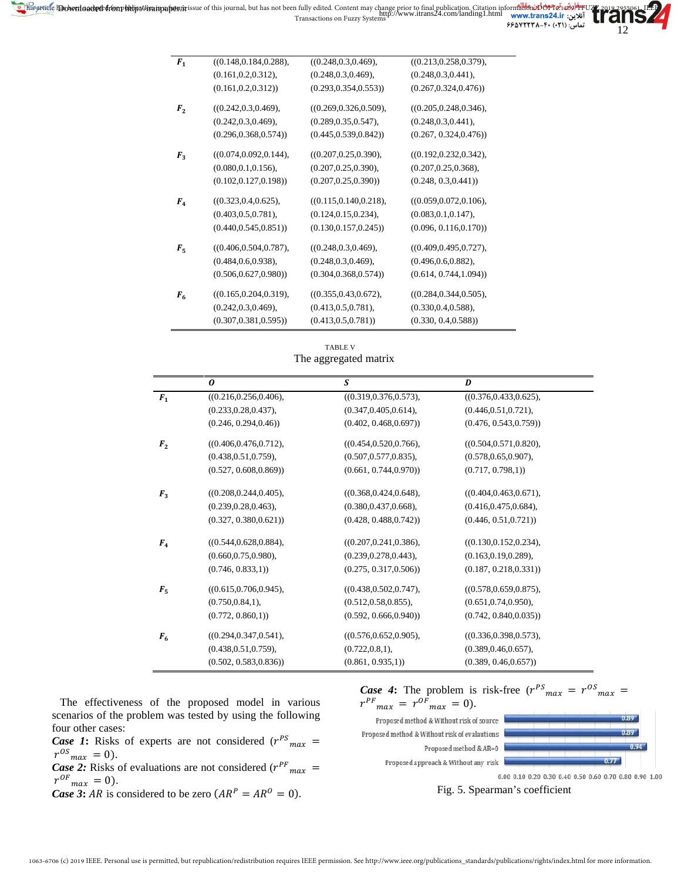| | | | |
|---|---|---|---|
| $F_1$ | ((0.148,0.184,0.288), (0.161,0.2,0.312), (0.161,0.2,0.312)) | ((0.248,0.3,0.469), (0.248,0.3,0.469), (0.293,0.354,0.553)) | ((0.213,0.258,0.379), (0.248,0.3,0.441), (0.267,0.324,0.476)) |
| $F_2$ | ((0.242,0.3,0.469), (0.242,0.3,0.469), (0.296,0.368,0.574)) | ((0.269,0.326,0.509), (0.289,0.35,0.547), (0.445,0.539,0.842)) | ((0.205,0.248,0.346), (0.248,0.3,0.441), (0.267, 0.324,0.476)) |
| $F_3$ | ((0.074,0.092,0.144), (0.080,0.1,0.156), (0.102,0.127,0.198)) | ((0.207,0.25,0.390), (0.207,0.25,0.390), (0.207,0.25,0.390)) | ((0.192,0.232,0.342), (0.207,0.25,0.368), (0.248, 0.3,0.441)) |
| $F_4$ | ((0.323,0.4,0.625), (0.403,0.5,0.781), (0.440,0.545,0.851)) | ((0.115,0.140,0.218), (0.124,0.15,0.234), (0.130,0.157,0.245)) | ((0.059,0.072,0.106), (0.083,0.1,0.147), (0.096, 0.116,0.170)) |
| $F_5$ | ((0.406,0.504,0.787), (0.484,0.6,0.938), (0.506,0.627,0.980)) | ((0.248,0.3,0.469), (0.248,0.3,0.469), (0.304,0.368,0.574)) | ((0.409,0.495,0.727), (0.496,0.6,0.882), (0.614, 0.744,1.094)) |
| $F_6$ | ((0.165,0.204,0.319), (0.242,0.3,0.469), (0.307,0.381,0.595)) | ((0.355,0.43,0.672), (0.413,0.5,0.781), (0.413,0.5,0.781)) | ((0.284,0.344,0.505), (0.330,0.4,0.588), (0.330, 0.4,0.588)) |

TABLE V

The aggregated matrix

| | $O$ | $S$ | $D$ |
|---|---|---|---|
| $F_1$ | ((0.216,0.256,0.406), (0.233,0.28,0.437), (0.246, 0.294,0.46)) | ((0.319,0.376,0.573), (0.347,0.405,0.614), (0.402, 0.468,0.697)) | ((0.376,0.433,0.625), (0.446,0.51,0.721), (0.476, 0.543,0.759)) |
| $F_2$ | ((0.406,0.476,0.712), (0.438,0.51,0.759), (0.527, 0.608,0.869)) | ((0.454,0.520,0.766), (0.507,0.577,0.835), (0.661, 0.744,0.970)) | ((0.504,0.571,0.820), (0.578,0.65,0.907), (0.717, 0.798,1)) |
| $F_3$ | ((0.208,0.244,0.405), (0.239,0.28,0.463), (0.327, 0.380,0.621)) | ((0.368,0.424,0.648), (0.380,0.437,0.668), (0.428, 0.488,0.742)) | ((0.404,0.463,0.671), (0.416,0.475,0.684), (0.446, 0.51,0.721)) |
| $F_4$ | ((0.544,0.628,0.884), (0.660,0.75,0.980), (0.746, 0.833,1)) | ((0.207,0.241,0.386), (0.239,0.278,0.443), (0.275, 0.317,0.506)) | ((0.130,0.152,0.234), (0.163,0.19,0.289), (0.187, 0.218,0.331)) |
| $F_5$ | ((0.615,0.706,0.945), (0.750,0.84,1), (0.772, 0.860,1)) | ((0.438,0.502,0.747), (0.512,0.58,0.855), (0.592, 0.666,0.940)) | ((0.578,0.659,0.875), (0.651,0.74,0.950), (0.742, 0.840,0.035)) |
| $F_6$ | ((0.294,0.347,0.541), (0.438,0.51,0.759), (0.502, 0.583,0.836)) | ((0.576,0.652,0.905), (0.722,0.8,1), (0.861, 0.935,1)) | ((0.336,0.398,0.573), (0.389,0.46,0.657), (0.389, 0.46,0.657)) |

The effectiveness of the proposed model in various scenarios of the problem was tested by using the following four other cases:

***Case 1*****:** Risks of experts are not considered ($r^{PS}{}_{max} = r^{OS}{}_{max} = 0$).

***Case 2:*** Risks of evaluations are not considered ($r^{PF}{}_{max} = r^{OF}{}_{max} = 0$).

***Case 3*****:** $AR$ is considered to be zero ($AR^{P} = AR^{O} = 0$).

***Case 4*****:** The problem is risk-free ($r^{PS}{}_{max} = r^{OS}{}_{max} = r^{PF}{}_{max} = r^{OF}{}_{max} = 0$).

| Method | Spearman's coefficient |
|---|---|
| Proposed method & Without risk of source | 0.89 |
| Proposed method & Without risk of evalautions | 0.89 |
| Proposed method & AR=0 | 0.94 |
| Proposed approach & Without any risk | 0.77 |

Fig. 5. Spearman's coefficient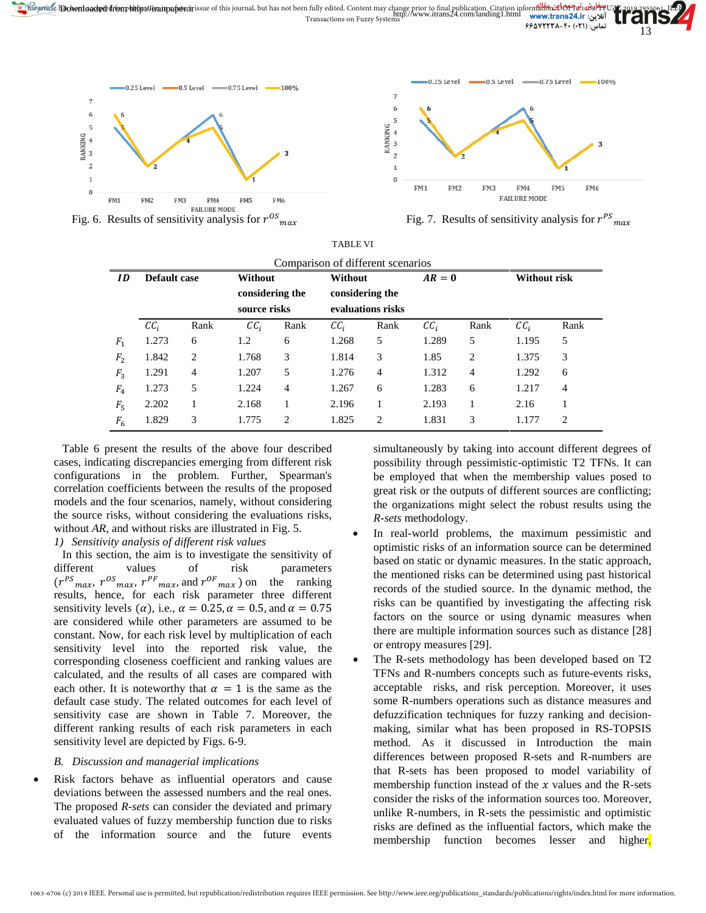Fig. 6. Results of sensitivity analysis for $r^{OS}{}_{max}$

Fig. 7. Results of sensitivity analysis for $r^{PS}{}_{max}$

TABLE VI

Comparison of different scenarios

| ID | Default case | | Without considering the source risks | | Without considering the evaluations risks | | $AR = 0$ | | Without risk | |
|---|---|---|---|---|---|---|---|---|---|---|
| | $CC_i$ | Rank | $CC_i$ | Rank | $CC_i$ | Rank | $CC_i$ | Rank | $CC_i$ | Rank |
| $F_1$ | 1.273 | 6 | 1.2 | 6 | 1.268 | 5 | 1.289 | 5 | 1.195 | 5 |
| $F_2$ | 1.842 | 2 | 1.768 | 3 | 1.814 | 3 | 1.85 | 2 | 1.375 | 3 |
| $F_3$ | 1.291 | 4 | 1.207 | 5 | 1.276 | 4 | 1.312 | 4 | 1.292 | 6 |
| $F_4$ | 1.273 | 5 | 1.224 | 4 | 1.267 | 6 | 1.283 | 6 | 1.217 | 4 |
| $F_5$ | 2.202 | 1 | 2.168 | 1 | 2.196 | 1 | 2.193 | 1 | 2.16 | 1 |
| $F_6$ | 1.829 | 3 | 1.775 | 2 | 1.825 | 2 | 1.831 | 3 | 1.177 | 2 |

Table 6 present the results of the above four described cases, indicating discrepancies emerging from different risk configurations in the problem. Further, Spearman's correlation coefficients between the results of the proposed models and the four scenarios, namely, without considering the source risks, without considering the evaluations risks, without *AR*, and without risks are illustrated in Fig. 5.

*1) Sensitivity analysis of different risk values*

In this section, the aim is to investigate the sensitivity of different values of risk parameters ($r^{PS}{}_{max}$, $r^{OS}{}_{max}$, $r^{PF}{}_{max}$, and $r^{OF}{}_{max}$) on the ranking results, hence, for each risk parameter three different sensitivity levels ($\alpha$), i.e., $\alpha = 0.25, \alpha = 0.5$, and $\alpha = 0.75$ are considered while other parameters are assumed to be constant. Now, for each risk level by multiplication of each sensitivity level into the reported risk value, the corresponding closeness coefficient and ranking values are calculated, and the results of all cases are compared with each other. It is noteworthy that $\alpha = 1$ is the same as the default case study. The related outcomes for each level of sensitivity case are shown in Table 7. Moreover, the different ranking results of each risk parameters in each sensitivity level are depicted by Figs. 6-9.

### *B. Discussion and managerial implications*

- Risk factors behave as influential operators and cause deviations between the assessed numbers and the real ones. The proposed *R-sets* can consider the deviated and primary evaluated values of fuzzy membership function due to risks of the information source and the future events simultaneously by taking into account different degrees of possibility through pessimistic-optimistic T2 TFNs. It can be employed that when the membership values posed to great risk or the outputs of different sources are conflicting; the organizations might select the robust results using the *R-sets* methodology.
- In real-world problems, the maximum pessimistic and optimistic risks of an information source can be determined based on static or dynamic measures. In the static approach, the mentioned risks can be determined using past historical records of the studied source. In the dynamic method, the risks can be quantified by investigating the affecting risk factors on the source or using dynamic measures when there are multiple information sources such as distance [28] or entropy measures [29].
- The R-sets methodology has been developed based on T2 TFNs and R-numbers concepts such as future-events risks, acceptable risks, and risk perception. Moreover, it uses some R-numbers operations such as distance measures and defuzzification techniques for fuzzy ranking and decision-making, similar what has been proposed in RS-TOPSIS method. As it discussed in Introduction the main differences between proposed R-sets and R-numbers are that R-sets has been proposed to model variability of membership function instead of the $x$ values and the R-sets consider the risks of the information sources too. Moreover, unlike R-numbers, in R-sets the pessimistic and optimistic risks are defined as the influential factors, which make the membership function becomes lesser and higher,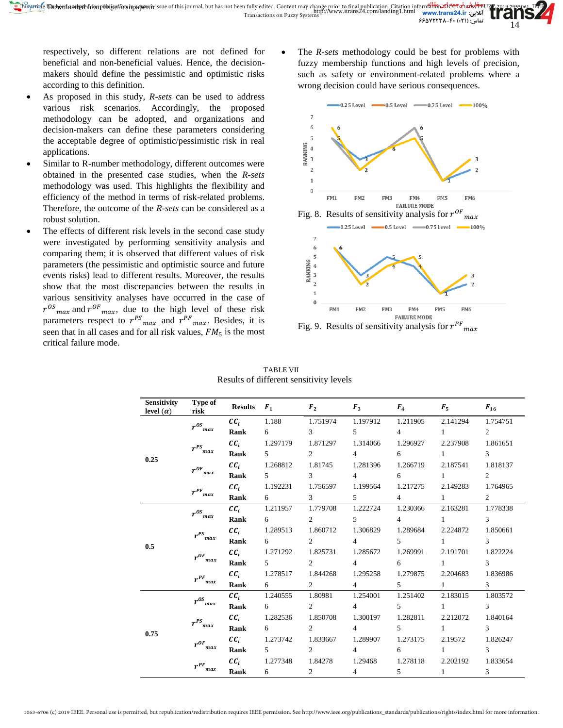respectively, so different relations are not defined for beneficial and non-beneficial values. Hence, the decision-makers should define the pessimistic and optimistic risks according to this definition.

- As proposed in this study, *R-sets* can be used to address various risk scenarios. Accordingly, the proposed methodology can be adopted, and organizations and decision-makers can define these parameters considering the acceptable degree of optimistic/pessimistic risk in real applications.
- Similar to R-number methodology, different outcomes were obtained in the presented case studies, when the *R-sets* methodology was used. This highlights the flexibility and efficiency of the method in terms of risk-related problems. Therefore, the outcome of the *R-sets* can be considered as a robust solution.
- The effects of different risk levels in the second case study were investigated by performing sensitivity analysis and comparing them; it is observed that different values of risk parameters (the pessimistic and optimistic source and future events risks) lead to different results. Moreover, the results show that the most discrepancies between the results in various sensitivity analyses have occurred in the case of $r^{OS}{}_{max}$ and $r^{OF}{}_{max}$, due to the high level of these risk parameters respect to $r^{PS}{}_{max}$ and $r^{PF}{}_{max}$. Besides, it is seen that in all cases and for all risk values, $FM_5$ is the most critical failure mode.
- The *R-sets* methodology could be best for problems with fuzzy membership functions and high levels of precision, such as safety or environment-related problems where a wrong decision could have serious consequences.

Fig. 8. Results of sensitivity analysis for $r^{OF}{}_{max}$

Fig. 9. Results of sensitivity analysis for $r^{PF}{}_{max}$

TABLE VII
Results of different sensitivity levels

| Sensitivity level ($\alpha$) | Type of risk | Results | $F_1$ | $F_2$ | $F_3$ | $F_4$ | $F_5$ | $F_{16}$ |
|---|---|---|---|---|---|---|---|---|
| 0.25 | $r^{OS}{}_{max}$ | $CC_i$ | 1.188 | 1.751974 | 1.197912 | 1.211905 | 2.141294 | 1.754751 |
| | | Rank | 6 | 3 | 5 | 4 | 1 | 2 |
| | $r^{PS}{}_{max}$ | $CC_i$ | 1.297179 | 1.871297 | 1.314066 | 1.296927 | 2.237908 | 1.861651 |
| | | Rank | 5 | 2 | 4 | 6 | 1 | 3 |
| | $r^{OF}{}_{max}$ | $CC_i$ | 1.268812 | 1.81745 | 1.281396 | 1.266719 | 2.187541 | 1.818137 |
| | | Rank | 5 | 3 | 4 | 6 | 1 | 2 |
| | $r^{PF}{}_{max}$ | $CC_i$ | 1.192231 | 1.756597 | 1.199564 | 1.217275 | 2.149283 | 1.764965 |
| | | Rank | 6 | 3 | 5 | 4 | 1 | 2 |
| 0.5 | $r^{OS}{}_{max}$ | $CC_i$ | 1.211957 | 1.779708 | 1.222724 | 1.230366 | 2.163281 | 1.778338 |
| | | Rank | 6 | 2 | 5 | 4 | 1 | 3 |
| | $r^{PS}{}_{max}$ | $CC_i$ | 1.289513 | 1.860712 | 1.306829 | 1.289684 | 2.224872 | 1.850661 |
| | | Rank | 6 | 2 | 4 | 5 | 1 | 3 |
| | $r^{OF}{}_{max}$ | $CC_i$ | 1.271292 | 1.825731 | 1.285672 | 1.269991 | 2.191701 | 1.822224 |
| | | Rank | 5 | 2 | 4 | 6 | 1 | 3 |
| | $r^{PF}{}_{max}$ | $CC_i$ | 1.278517 | 1.844268 | 1.295258 | 1.279875 | 2.204683 | 1.836986 |
| | | Rank | 6 | 2 | 4 | 5 | 1 | 3 |
| 0.75 | $r^{OS}{}_{max}$ | $CC_i$ | 1.240555 | 1.80981 | 1.254001 | 1.251402 | 2.183015 | 1.803572 |
| | | Rank | 6 | 2 | 4 | 5 | 1 | 3 |
| | $r^{PS}{}_{max}$ | $CC_i$ | 1.282536 | 1.850708 | 1.300197 | 1.282811 | 2.212072 | 1.840164 |
| | | Rank | 6 | 2 | 4 | 5 | 1 | 3 |
| | $r^{OF}{}_{max}$ | $CC_i$ | 1.273742 | 1.833667 | 1.289907 | 1.273175 | 2.19572 | 1.826247 |
| | | Rank | 5 | 2 | 4 | 6 | 1 | 3 |
| | $r^{PF}{}_{max}$ | $CC_i$ | 1.277348 | 1.84278 | 1.29468 | 1.278118 | 2.202192 | 1.833654 |
| | | Rank | 6 | 2 | 4 | 5 | 1 | 3 |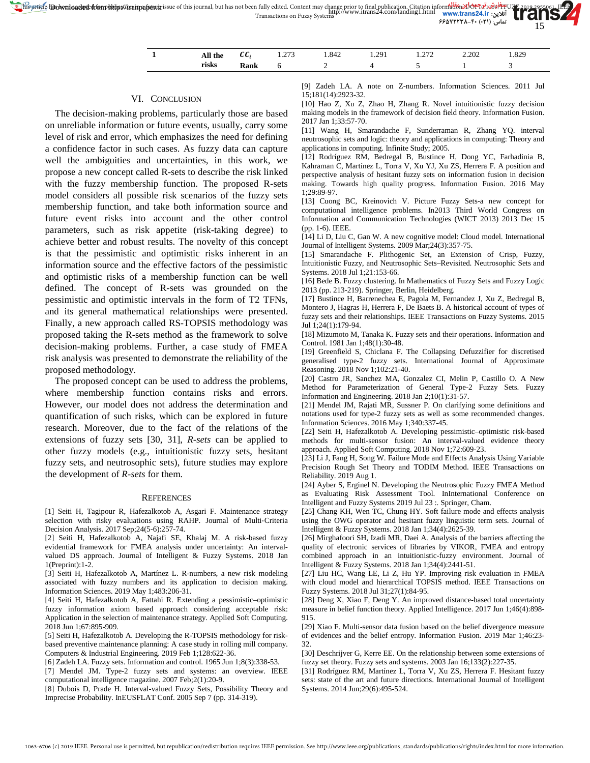| | | | | | | | | | |
|---|---|---|---|---|---|---|---|---|---|
| 1 | All the risks | $CC_i$ | 1.273 | 1.842 | 1.291 | 1.272 | 2.202 | 1.829 |
| | | Rank | 6 | 2 | 4 | 5 | 1 | 3 |

## VI. Conclusion

The decision-making problems, particularly those are based on unreliable information or future events, usually, carry some level of risk and error, which emphasizes the need for defining a confidence factor in such cases. As fuzzy data can capture well the ambiguities and uncertainties, in this work, we propose a new concept called R-sets to describe the risk linked with the fuzzy membership function. The proposed R-sets model considers all possible risk scenarios of the fuzzy sets membership function, and take both information source and future event risks into account and the other control parameters, such as risk appetite (risk-taking degree) to achieve better and robust results. The novelty of this concept is that the pessimistic and optimistic risks inherent in an information source and the effective factors of the pessimistic and optimistic risks of a membership function can be well defined. The concept of R-sets was grounded on the pessimistic and optimistic intervals in the form of T2 TFNs, and its general mathematical relationships were presented. Finally, a new approach called RS-TOPSIS methodology was proposed taking the R-sets method as the framework to solve decision-making problems. Further, a case study of FMEA risk analysis was presented to demonstrate the reliability of the proposed methodology.

The proposed concept can be used to address the problems, where membership function contains risks and errors. However, our model does not address the determination and quantification of such risks, which can be explored in future research. Moreover, due to the fact of the relations of the extensions of fuzzy sets [30, 31], *R-sets* can be applied to other fuzzy models (e.g., intuitionistic fuzzy sets, hesitant fuzzy sets, and neutrosophic sets), future studies may explore the development of *R-sets* for them.

## References

[1] Seiti H, Tagipour R, Hafezalkotob A, Asgari F. Maintenance strategy selection with risky evaluations using RAHP. Journal of Multi-Criteria Decision Analysis. 2017 Sep;24(5-6):257-74.

[2] Seiti H, Hafezalkotob A, Najafi SE, Khalaj M. A risk-based fuzzy evidential framework for FMEA analysis under uncertainty: An interval-valued DS approach. Journal of Intelligent & Fuzzy Systems. 2018 Jan 1(Preprint):1-2.

[3] Seiti H, Hafezalkotob A, Martínez L. R-numbers, a new risk modeling associated with fuzzy numbers and its application to decision making. Information Sciences. 2019 May 1;483:206-31.

[4] Seiti H, Hafezalkotob A, Fattahi R. Extending a pessimistic–optimistic fuzzy information axiom based approach considering acceptable risk: Application in the selection of maintenance strategy. Applied Soft Computing. 2018 Jun 1;67:895-909.

[5] Seiti H, Hafezalkotob A. Developing the R-TOPSIS methodology for risk-based preventive maintenance planning: A case study in rolling mill company. Computers & Industrial Engineering. 2019 Feb 1;128:622-36.

[6] Zadeh LA. Fuzzy sets. Information and control. 1965 Jun 1;8(3):338-53.

[7] Mendel JM. Type-2 fuzzy sets and systems: an overview. IEEE computational intelligence magazine. 2007 Feb;2(1):20-9.

[8] Dubois D, Prade H. Interval-valued Fuzzy Sets, Possibility Theory and Imprecise Probability. InEUSFLAT Conf. 2005 Sep 7 (pp. 314-319).

[9] Zadeh LA. A note on Z-numbers. Information Sciences. 2011 Jul 15;181(14):2923-32.

[10] Hao Z, Xu Z, Zhao H, Zhang R. Novel intuitionistic fuzzy decision making models in the framework of decision field theory. Information Fusion. 2017 Jan 1;33:57-70.

[11] Wang H, Smarandache F, Sunderraman R, Zhang YQ. interval neutrosophic sets and logic: theory and applications in computing: Theory and applications in computing. Infinite Study; 2005.

[12] Rodríguez RM, Bedregal B, Bustince H, Dong YC, Farhadinia B, Kahraman C, Martínez L, Torra V, Xu YJ, Xu ZS, Herrera F. A position and perspective analysis of hesitant fuzzy sets on information fusion in decision making. Towards high quality progress. Information Fusion. 2016 May 1;29:89-97.

[13] Cuong BC, Kreinovich V. Picture Fuzzy Sets-a new concept for computational intelligence problems. In2013 Third World Congress on Information and Communication Technologies (WICT 2013) 2013 Dec 15 (pp. 1-6). IEEE.

[14] Li D, Liu C, Gan W. A new cognitive model: Cloud model. International Journal of Intelligent Systems. 2009 Mar;24(3):357-75.

[15] Smarandache F. Plithogenic Set, an Extension of Crisp, Fuzzy, Intuitionistic Fuzzy, and Neutrosophic Sets–Revisited. Neutrosophic Sets and Systems. 2018 Jul 1;21:153-66.

[16] Bede B. Fuzzy clustering. In Mathematics of Fuzzy Sets and Fuzzy Logic 2013 (pp. 213-219). Springer, Berlin, Heidelberg.

[17] Bustince H, Barrenechea E, Pagola M, Fernandez J, Xu Z, Bedregal B, Montero J, Hagras H, Herrera F, De Baets B. A historical account of types of fuzzy sets and their relationships. IEEE Transactions on Fuzzy Systems. 2015 Jul 1;24(1):179-94.

[18] Mizumoto M, Tanaka K. Fuzzy sets and their operations. Information and Control. 1981 Jan 1;48(1):30-48.

[19] Greenfield S, Chiclana F. The Collapsing Defuzzifier for discretised generalised type-2 fuzzy sets. International Journal of Approximate Reasoning. 2018 Nov 1;102:21-40.

[20] Castro JR, Sanchez MA, Gonzalez CI, Melin P, Castillo O. A New Method for Parameterization of General Type-2 Fuzzy Sets. Fuzzy Information and Engineering. 2018 Jan 2;10(1):31-57.

[21] Mendel JM, Rajati MR, Sussner P. On clarifying some definitions and notations used for type-2 fuzzy sets as well as some recommended changes. Information Sciences. 2016 May 1;340:337-45.

[22] Seiti H, Hafezalkotob A. Developing pessimistic–optimistic risk-based methods for multi-sensor fusion: An interval-valued evidence theory approach. Applied Soft Computing. 2018 Nov 1;72:609-23.

[23] Li J, Fang H, Song W. Failure Mode and Effects Analysis Using Variable Precision Rough Set Theory and TODIM Method. IEEE Transactions on Reliability. 2019 Aug 1.

[24] Ayber S, Erginel N. Developing the Neutrosophic Fuzzy FMEA Method as Evaluating Risk Assessment Tool. InInternational Conference on Intelligent and Fuzzy Systems 2019 Jul 23 :. Springer, Cham.

[25] Chang KH, Wen TC, Chung HY. Soft failure mode and effects analysis using the OWG operator and hesitant fuzzy linguistic term sets. Journal of Intelligent & Fuzzy Systems. 2018 Jan 1;34(4):2625-39.

[26] Mirghafoori SH, Izadi MR, Daei A. Analysis of the barriers affecting the quality of electronic services of libraries by VIKOR, FMEA and entropy combined approach in an intuitionistic-fuzzy environment. Journal of Intelligent & Fuzzy Systems. 2018 Jan 1;34(4):2441-51.

[27] Liu HC, Wang LE, Li Z, Hu YP. Improving risk evaluation in FMEA with cloud model and hierarchical TOPSIS method. IEEE Transactions on Fuzzy Systems. 2018 Jul 31;27(1):84-95.

[28] Deng X, Xiao F, Deng Y. An improved distance-based total uncertainty measure in belief function theory. Applied Intelligence. 2017 Jun 1;46(4):898-915.

[29] Xiao F. Multi-sensor data fusion based on the belief divergence measure of evidences and the belief entropy. Information Fusion. 2019 Mar 1;46:23-32.

[30] Deschrijver G, Kerre EE. On the relationship between some extensions of fuzzy set theory. Fuzzy sets and systems. 2003 Jan 16;133(2):227-35.

[31] Rodríguez RM, Martínez L, Torra V, Xu ZS, Herrera F. Hesitant fuzzy sets: state of the art and future directions. International Journal of Intelligent Systems. 2014 Jun;29(6):495-524.